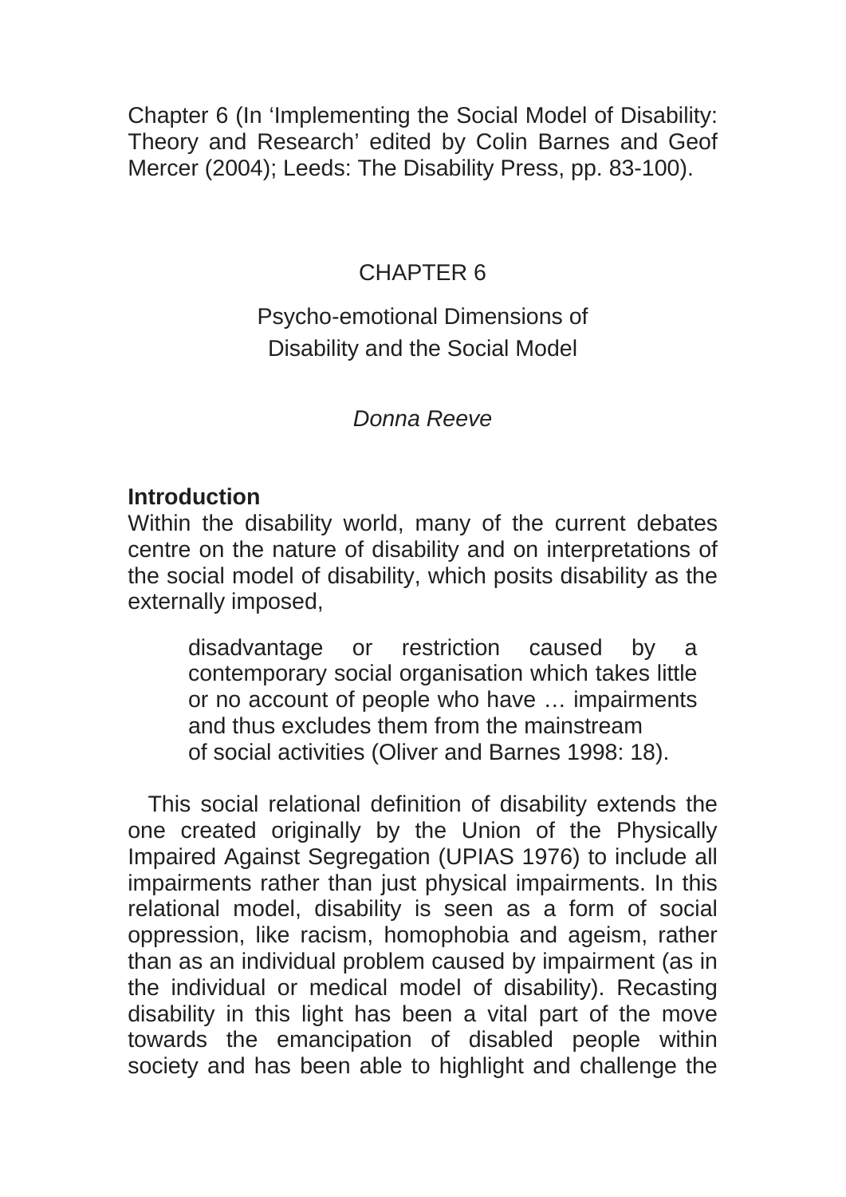Chapter 6 (In 'Implementing the Social Model of Disability: Theory and Research' edited by Colin Barnes and Geof Mercer (2004); Leeds: The Disability Press, pp. 83-100).

# CHAPTER 6

# Psycho-emotional Dimensions of Disability and the Social Model

*Donna Reeve*

## Introduction

Within the disability world, many of the current debates centre on the nature of disability and on interpretations of the social model of disability, which posits disability as the externally imposed,

> disadvantage or restriction caused by a contemporary social organisation which takes little or no account of people who have … impairments and thus excludes them from the mainstream of social activities (Oliver and Barnes 1998: 18).

This social relational definition of disability extends the one created originally by the Union of the Physically Impaired Against Segregation (UPIAS 1976) to include all impairments rather than just physical impairments. In this relational model, disability is seen as a form of social oppression, like racism, homophobia and ageism, rather than as an individual problem caused by impairment (as in the individual or medical model of disability). Recasting disability in this light has been a vital part of the move towards the emancipation of disabled people within society and has been able to highlight and challenge the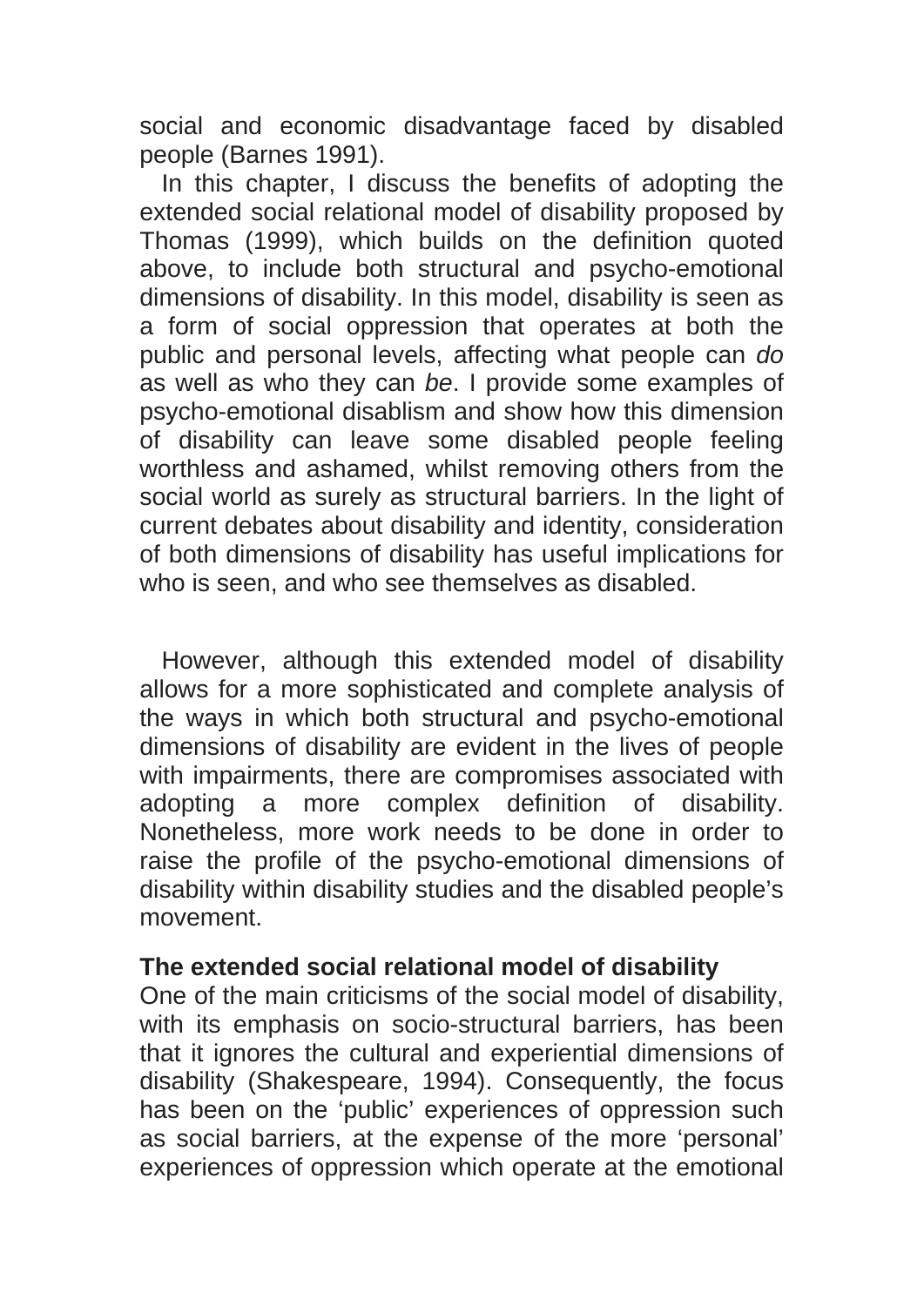social and economic disadvantage faced by disabled people (Barnes 1991).

In this chapter, I discuss the benefits of adopting the extended social relational model of disability proposed by Thomas (1999), which builds on the definition quoted above, to include both structural and psycho-emotional dimensions of disability. In this model, disability is seen as a form of social oppression that operates at both the public and personal levels, affecting what people can *do* as well as who they can *be*. I provide some examples of psycho-emotional disablism and show how this dimension of disability can leave some disabled people feeling worthless and ashamed, whilst removing others from the social world as surely as structural barriers. In the light of current debates about disability and identity, consideration of both dimensions of disability has useful implications for who is seen, and who see themselves as disabled.

However, although this extended model of disability allows for a more sophisticated and complete analysis of the ways in which both structural and psycho-emotional dimensions of disability are evident in the lives of people with impairments, there are compromises associated with adopting a more complex definition of disability. Nonetheless, more work needs to be done in order to raise the profile of the psycho-emotional dimensions of disability within disability studies and the disabled people's movement.

## The extended social relational model of disability

One of the main criticisms of the social model of disability, with its emphasis on socio-structural barriers, has been that it ignores the cultural and experiential dimensions of disability (Shakespeare, 1994). Consequently, the focus has been on the 'public' experiences of oppression such as social barriers, at the expense of the more 'personal' experiences of oppression which operate at the emotional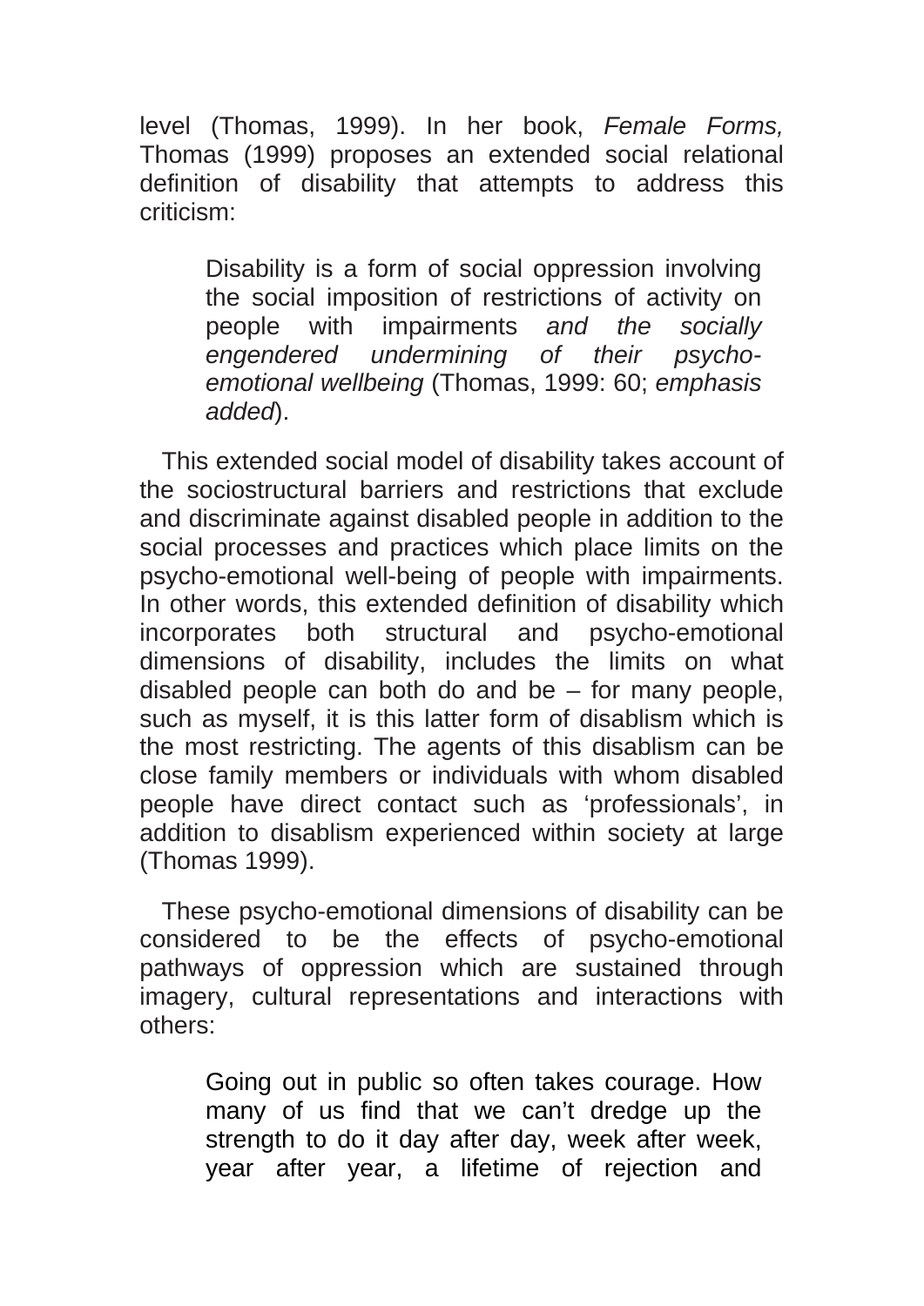level (Thomas, 1999). In her book, *Female Forms,* Thomas (1999) proposes an extended social relational definition of disability that attempts to address this criticism:

> Disability is a form of social oppression involving the social imposition of restrictions of activity on people with impairments *and the socially engendered undermining of their psycho-emotional wellbeing* (Thomas, 1999: 60; *emphasis added*).

This extended social model of disability takes account of the sociostructural barriers and restrictions that exclude and discriminate against disabled people in addition to the social processes and practices which place limits on the psycho-emotional well-being of people with impairments. In other words, this extended definition of disability which incorporates both structural and psycho-emotional dimensions of disability, includes the limits on what disabled people can both do and be – for many people, such as myself, it is this latter form of disablism which is the most restricting. The agents of this disablism can be close family members or individuals with whom disabled people have direct contact such as 'professionals', in addition to disablism experienced within society at large (Thomas 1999).

These psycho-emotional dimensions of disability can be considered to be the effects of psycho-emotional pathways of oppression which are sustained through imagery, cultural representations and interactions with others:

> Going out in public so often takes courage. How many of us find that we can't dredge up the strength to do it day after day, week after week, year after year, a lifetime of rejection and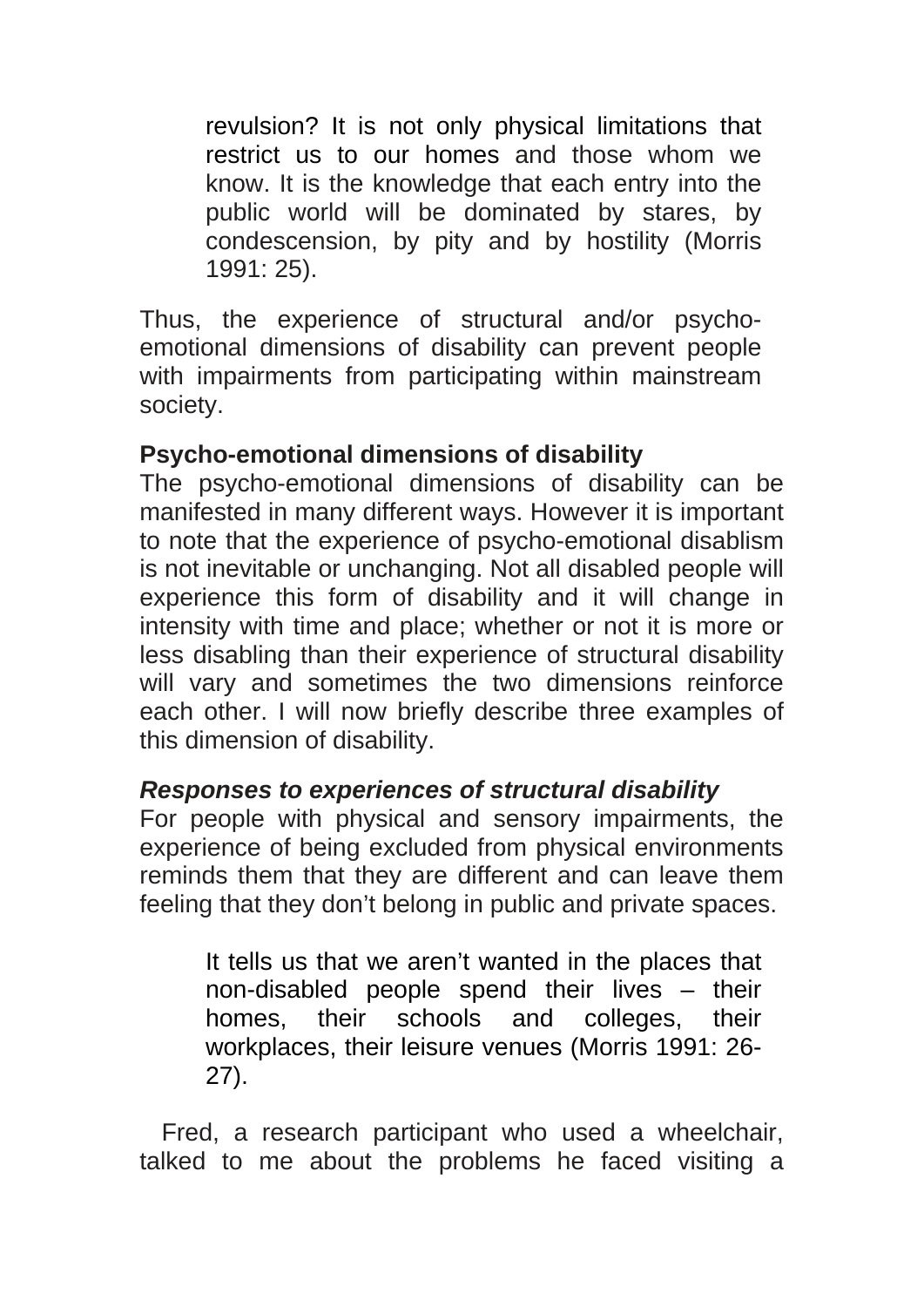> revulsion? It is not only physical limitations that restrict us to our homes and those whom we know. It is the knowledge that each entry into the public world will be dominated by stares, by condescension, by pity and by hostility (Morris 1991: 25).

Thus, the experience of structural and/or psycho-emotional dimensions of disability can prevent people with impairments from participating within mainstream society.

**Psycho-emotional dimensions of disability**

The psycho-emotional dimensions of disability can be manifested in many different ways. However it is important to note that the experience of psycho-emotional disablism is not inevitable or unchanging. Not all disabled people will experience this form of disability and it will change in intensity with time and place; whether or not it is more or less disabling than their experience of structural disability will vary and sometimes the two dimensions reinforce each other. I will now briefly describe three examples of this dimension of disability.

***Responses to experiences of structural disability***

For people with physical and sensory impairments, the experience of being excluded from physical environments reminds them that they are different and can leave them feeling that they don't belong in public and private spaces.

> It tells us that we aren't wanted in the places that non-disabled people spend their lives – their homes, their schools and colleges, their workplaces, their leisure venues (Morris 1991: 26-27).

Fred, a research participant who used a wheelchair, talked to me about the problems he faced visiting a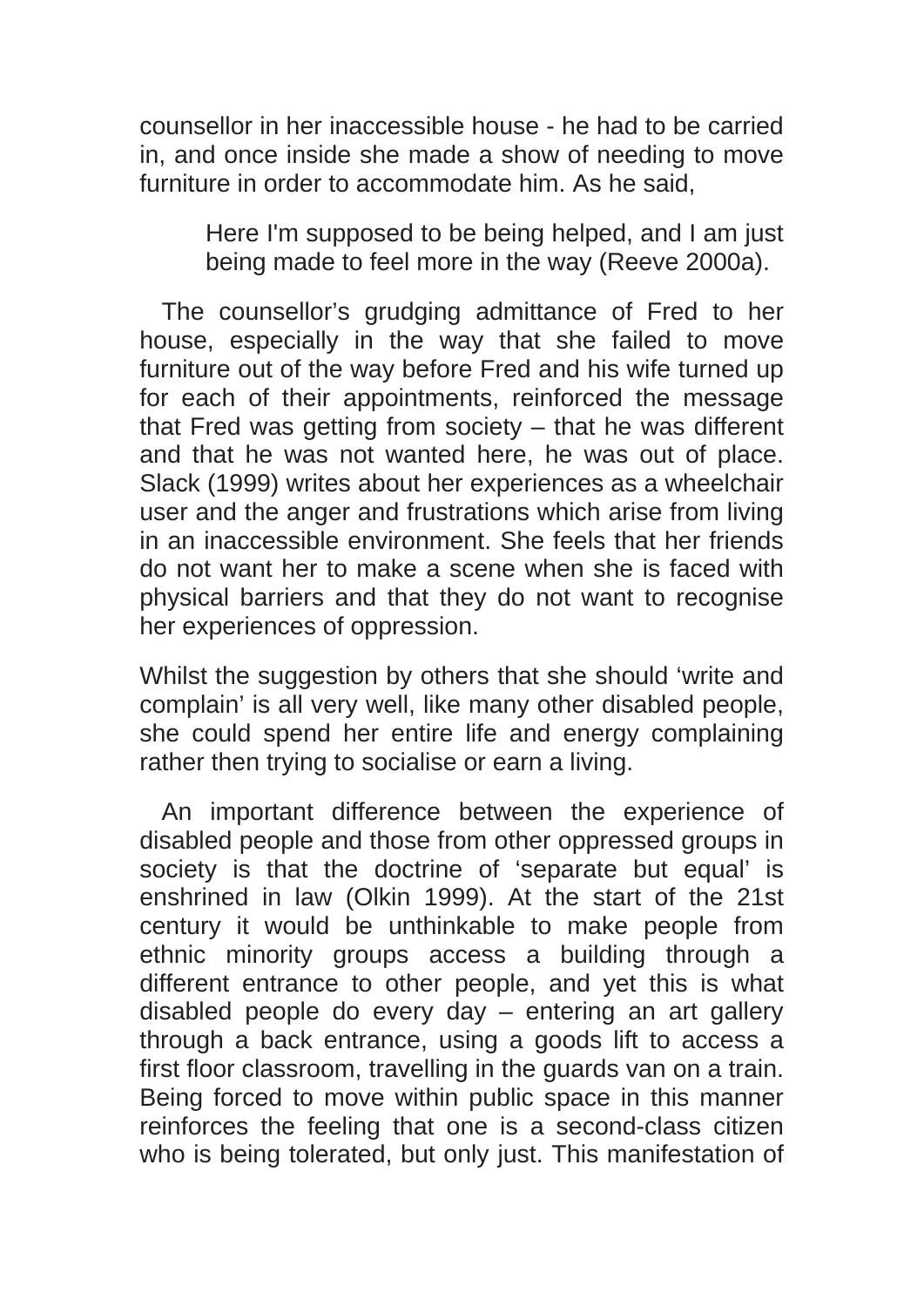counsellor in her inaccessible house - he had to be carried in, and once inside she made a show of needing to move furniture in order to accommodate him. As he said,

> Here I'm supposed to be being helped, and I am just being made to feel more in the way (Reeve 2000a).

The counsellor's grudging admittance of Fred to her house, especially in the way that she failed to move furniture out of the way before Fred and his wife turned up for each of their appointments, reinforced the message that Fred was getting from society – that he was different and that he was not wanted here, he was out of place. Slack (1999) writes about her experiences as a wheelchair user and the anger and frustrations which arise from living in an inaccessible environment. She feels that her friends do not want her to make a scene when she is faced with physical barriers and that they do not want to recognise her experiences of oppression.

Whilst the suggestion by others that she should 'write and complain' is all very well, like many other disabled people, she could spend her entire life and energy complaining rather then trying to socialise or earn a living.

An important difference between the experience of disabled people and those from other oppressed groups in society is that the doctrine of 'separate but equal' is enshrined in law (Olkin 1999). At the start of the 21st century it would be unthinkable to make people from ethnic minority groups access a building through a different entrance to other people, and yet this is what disabled people do every day – entering an art gallery through a back entrance, using a goods lift to access a first floor classroom, travelling in the guards van on a train. Being forced to move within public space in this manner reinforces the feeling that one is a second-class citizen who is being tolerated, but only just. This manifestation of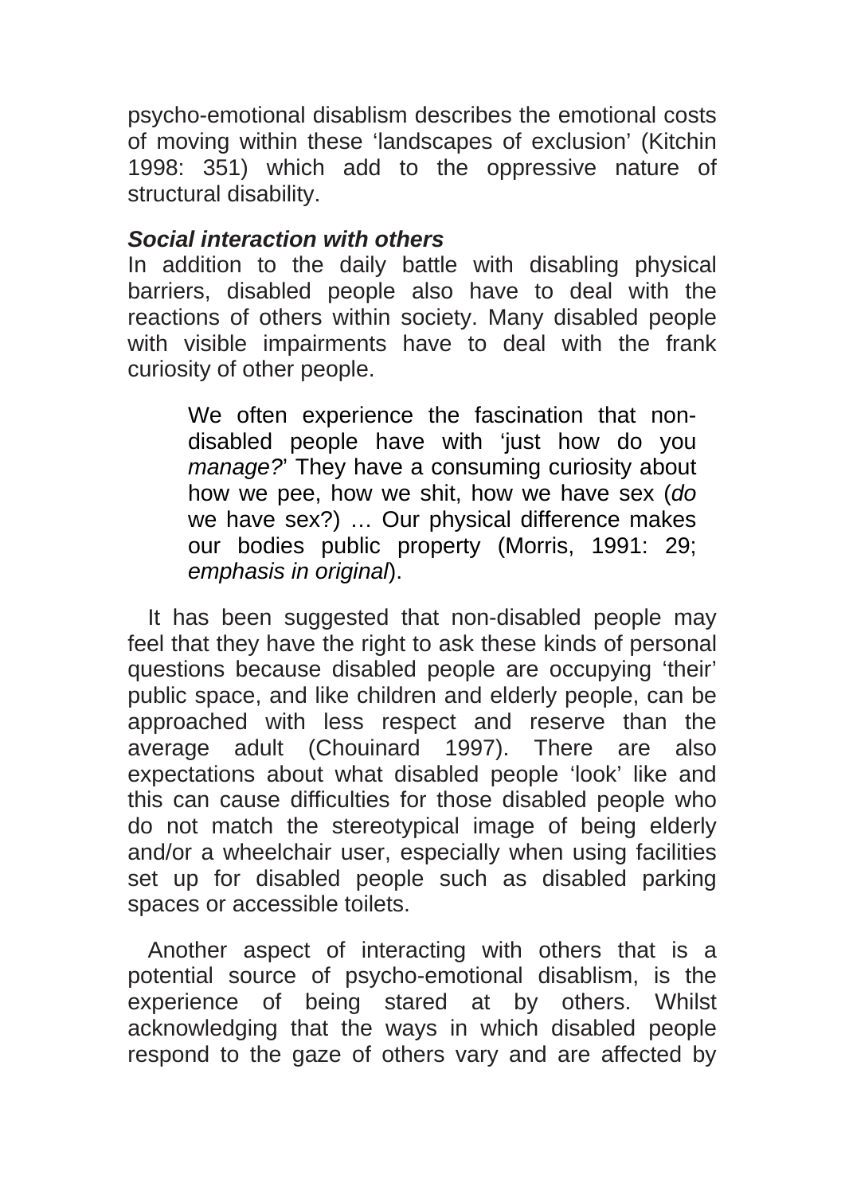psycho-emotional disablism describes the emotional costs of moving within these 'landscapes of exclusion' (Kitchin 1998: 351) which add to the oppressive nature of structural disability.

***Social interaction with others***

In addition to the daily battle with disabling physical barriers, disabled people also have to deal with the reactions of others within society. Many disabled people with visible impairments have to deal with the frank curiosity of other people.

> We often experience the fascination that non-disabled people have with 'just how do you *manage?*' They have a consuming curiosity about how we pee, how we shit, how we have sex (*do* we have sex?) … Our physical difference makes our bodies public property (Morris, 1991: 29; *emphasis in original*).

It has been suggested that non-disabled people may feel that they have the right to ask these kinds of personal questions because disabled people are occupying 'their' public space, and like children and elderly people, can be approached with less respect and reserve than the average adult (Chouinard 1997). There are also expectations about what disabled people 'look' like and this can cause difficulties for those disabled people who do not match the stereotypical image of being elderly and/or a wheelchair user, especially when using facilities set up for disabled people such as disabled parking spaces or accessible toilets.

Another aspect of interacting with others that is a potential source of psycho-emotional disablism, is the experience of being stared at by others. Whilst acknowledging that the ways in which disabled people respond to the gaze of others vary and are affected by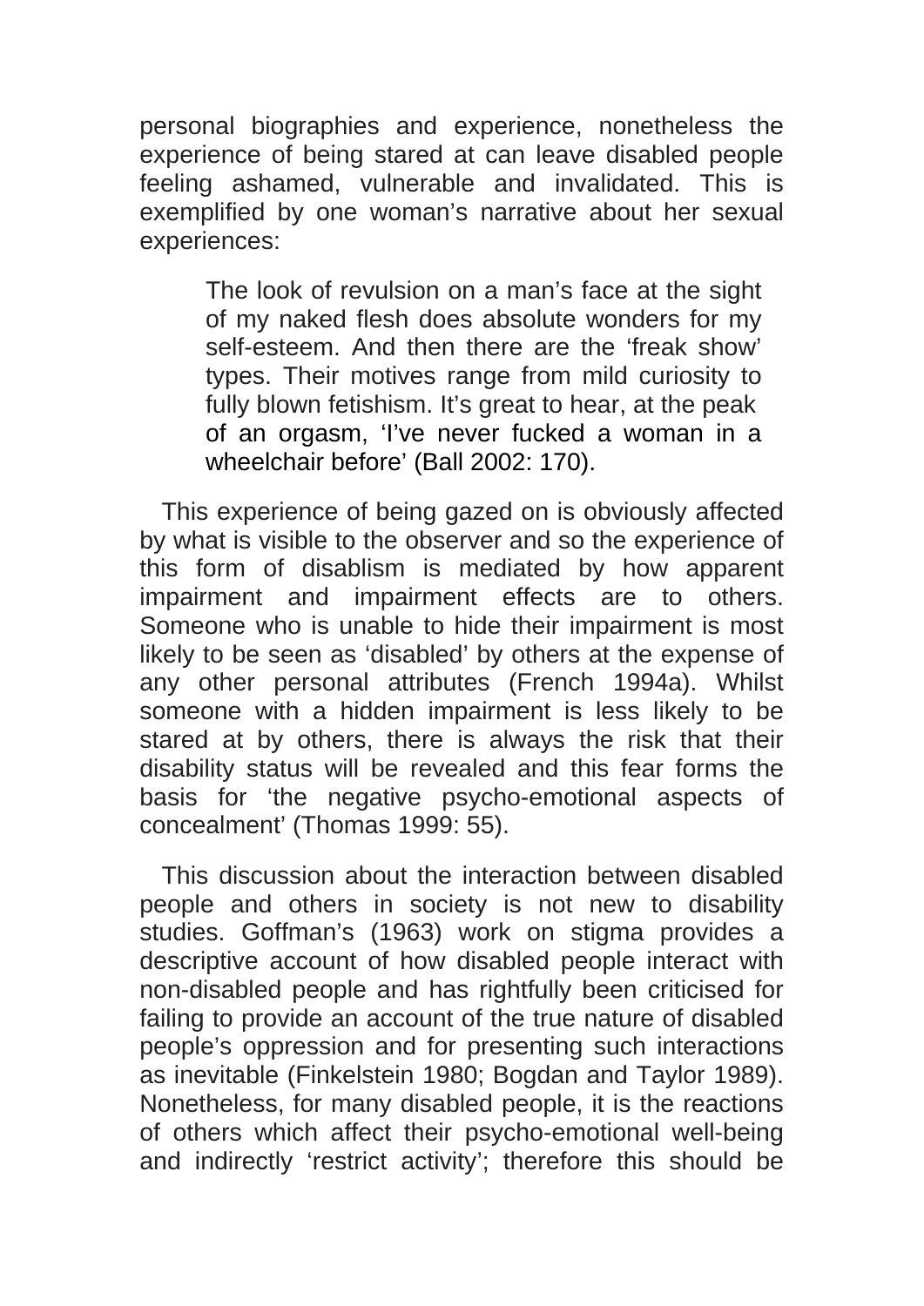personal biographies and experience, nonetheless the experience of being stared at can leave disabled people feeling ashamed, vulnerable and invalidated. This is exemplified by one woman's narrative about her sexual experiences:

> The look of revulsion on a man's face at the sight of my naked flesh does absolute wonders for my self-esteem. And then there are the 'freak show' types. Their motives range from mild curiosity to fully blown fetishism. It's great to hear, at the peak of an orgasm, 'I've never fucked a woman in a wheelchair before' (Ball 2002: 170).

This experience of being gazed on is obviously affected by what is visible to the observer and so the experience of this form of disablism is mediated by how apparent impairment and impairment effects are to others. Someone who is unable to hide their impairment is most likely to be seen as 'disabled' by others at the expense of any other personal attributes (French 1994a). Whilst someone with a hidden impairment is less likely to be stared at by others, there is always the risk that their disability status will be revealed and this fear forms the basis for 'the negative psycho-emotional aspects of concealment' (Thomas 1999: 55).

This discussion about the interaction between disabled people and others in society is not new to disability studies. Goffman's (1963) work on stigma provides a descriptive account of how disabled people interact with non-disabled people and has rightfully been criticised for failing to provide an account of the true nature of disabled people's oppression and for presenting such interactions as inevitable (Finkelstein 1980; Bogdan and Taylor 1989). Nonetheless, for many disabled people, it is the reactions of others which affect their psycho-emotional well-being and indirectly 'restrict activity'; therefore this should be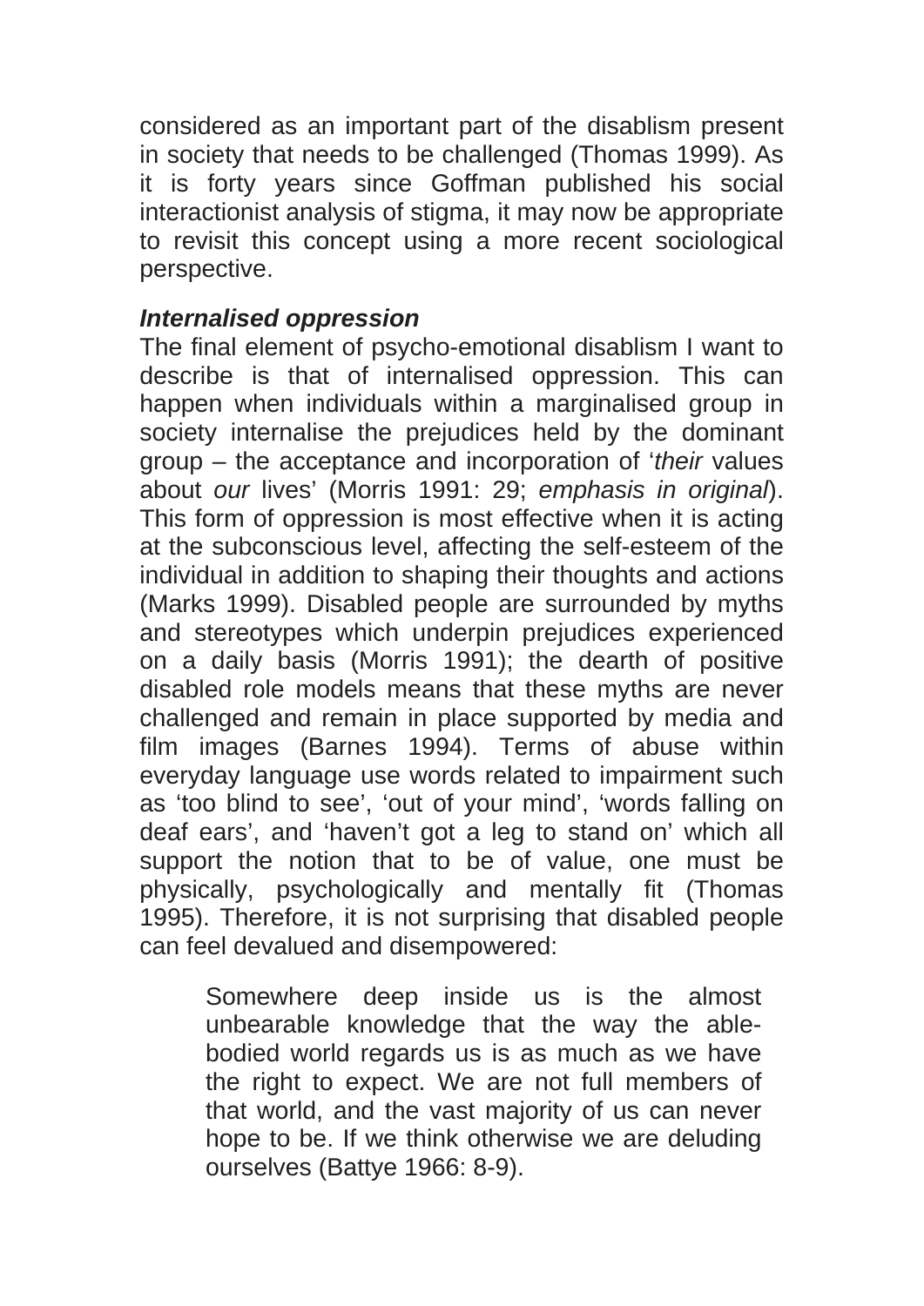considered as an important part of the disablism present in society that needs to be challenged (Thomas 1999). As it is forty years since Goffman published his social interactionist analysis of stigma, it may now be appropriate to revisit this concept using a more recent sociological perspective.

### *Internalised oppression*

The final element of psycho-emotional disablism I want to describe is that of internalised oppression. This can happen when individuals within a marginalised group in society internalise the prejudices held by the dominant group – the acceptance and incorporation of '*their* values about *our* lives' (Morris 1991: 29; *emphasis in original*). This form of oppression is most effective when it is acting at the subconscious level, affecting the self-esteem of the individual in addition to shaping their thoughts and actions (Marks 1999). Disabled people are surrounded by myths and stereotypes which underpin prejudices experienced on a daily basis (Morris 1991); the dearth of positive disabled role models means that these myths are never challenged and remain in place supported by media and film images (Barnes 1994). Terms of abuse within everyday language use words related to impairment such as 'too blind to see', 'out of your mind', 'words falling on deaf ears', and 'haven't got a leg to stand on' which all support the notion that to be of value, one must be physically, psychologically and mentally fit (Thomas 1995). Therefore, it is not surprising that disabled people can feel devalued and disempowered:

> Somewhere deep inside us is the almost unbearable knowledge that the way the able-bodied world regards us is as much as we have the right to expect. We are not full members of that world, and the vast majority of us can never hope to be. If we think otherwise we are deluding ourselves (Battye 1966: 8-9).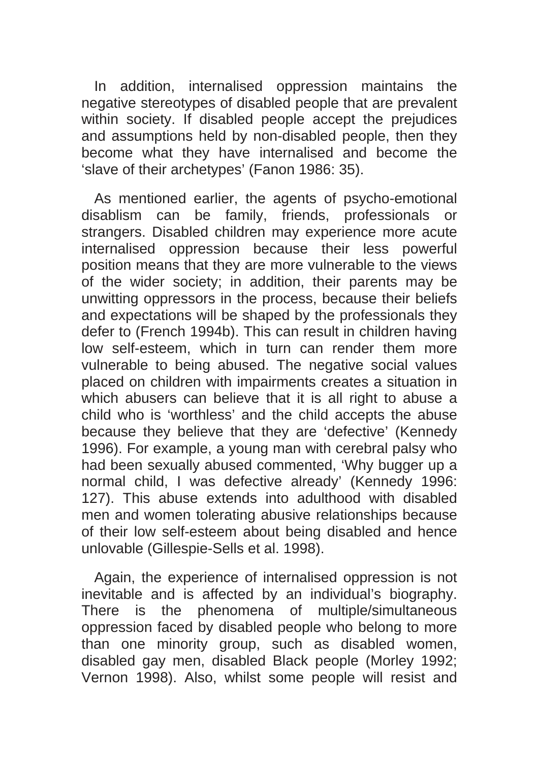In addition, internalised oppression maintains the negative stereotypes of disabled people that are prevalent within society. If disabled people accept the prejudices and assumptions held by non-disabled people, then they become what they have internalised and become the 'slave of their archetypes' (Fanon 1986: 35).

As mentioned earlier, the agents of psycho-emotional disablism can be family, friends, professionals or strangers. Disabled children may experience more acute internalised oppression because their less powerful position means that they are more vulnerable to the views of the wider society; in addition, their parents may be unwitting oppressors in the process, because their beliefs and expectations will be shaped by the professionals they defer to (French 1994b). This can result in children having low self-esteem, which in turn can render them more vulnerable to being abused. The negative social values placed on children with impairments creates a situation in which abusers can believe that it is all right to abuse a child who is 'worthless' and the child accepts the abuse because they believe that they are 'defective' (Kennedy 1996). For example, a young man with cerebral palsy who had been sexually abused commented, 'Why bugger up a normal child, I was defective already' (Kennedy 1996: 127). This abuse extends into adulthood with disabled men and women tolerating abusive relationships because of their low self-esteem about being disabled and hence unlovable (Gillespie-Sells et al. 1998).

Again, the experience of internalised oppression is not inevitable and is affected by an individual's biography. There is the phenomena of multiple/simultaneous oppression faced by disabled people who belong to more than one minority group, such as disabled women, disabled gay men, disabled Black people (Morley 1992; Vernon 1998). Also, whilst some people will resist and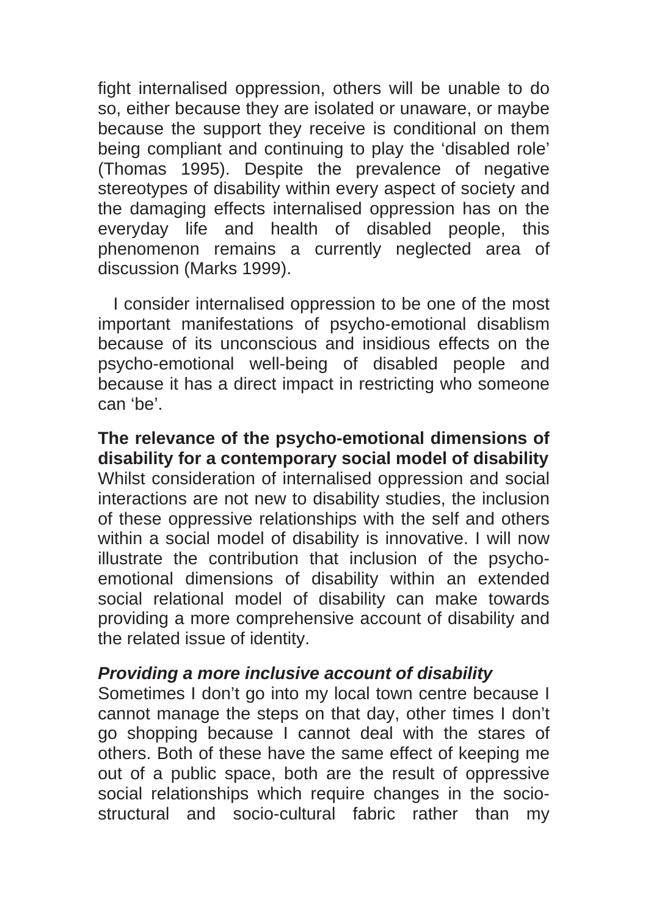fight internalised oppression, others will be unable to do so, either because they are isolated or unaware, or maybe because the support they receive is conditional on them being compliant and continuing to play the 'disabled role' (Thomas 1995). Despite the prevalence of negative stereotypes of disability within every aspect of society and the damaging effects internalised oppression has on the everyday life and health of disabled people, this phenomenon remains a currently neglected area of discussion (Marks 1999).

I consider internalised oppression to be one of the most important manifestations of psycho-emotional disablism because of its unconscious and insidious effects on the psycho-emotional well-being of disabled people and because it has a direct impact in restricting who someone can 'be'.

## The relevance of the psycho-emotional dimensions of disability for a contemporary social model of disability

Whilst consideration of internalised oppression and social interactions are not new to disability studies, the inclusion of these oppressive relationships with the self and others within a social model of disability is innovative. I will now illustrate the contribution that inclusion of the psycho-emotional dimensions of disability within an extended social relational model of disability can make towards providing a more comprehensive account of disability and the related issue of identity.

### *Providing a more inclusive account of disability*

Sometimes I don't go into my local town centre because I cannot manage the steps on that day, other times I don't go shopping because I cannot deal with the stares of others. Both of these have the same effect of keeping me out of a public space, both are the result of oppressive social relationships which require changes in the socio-structural and socio-cultural fabric rather than my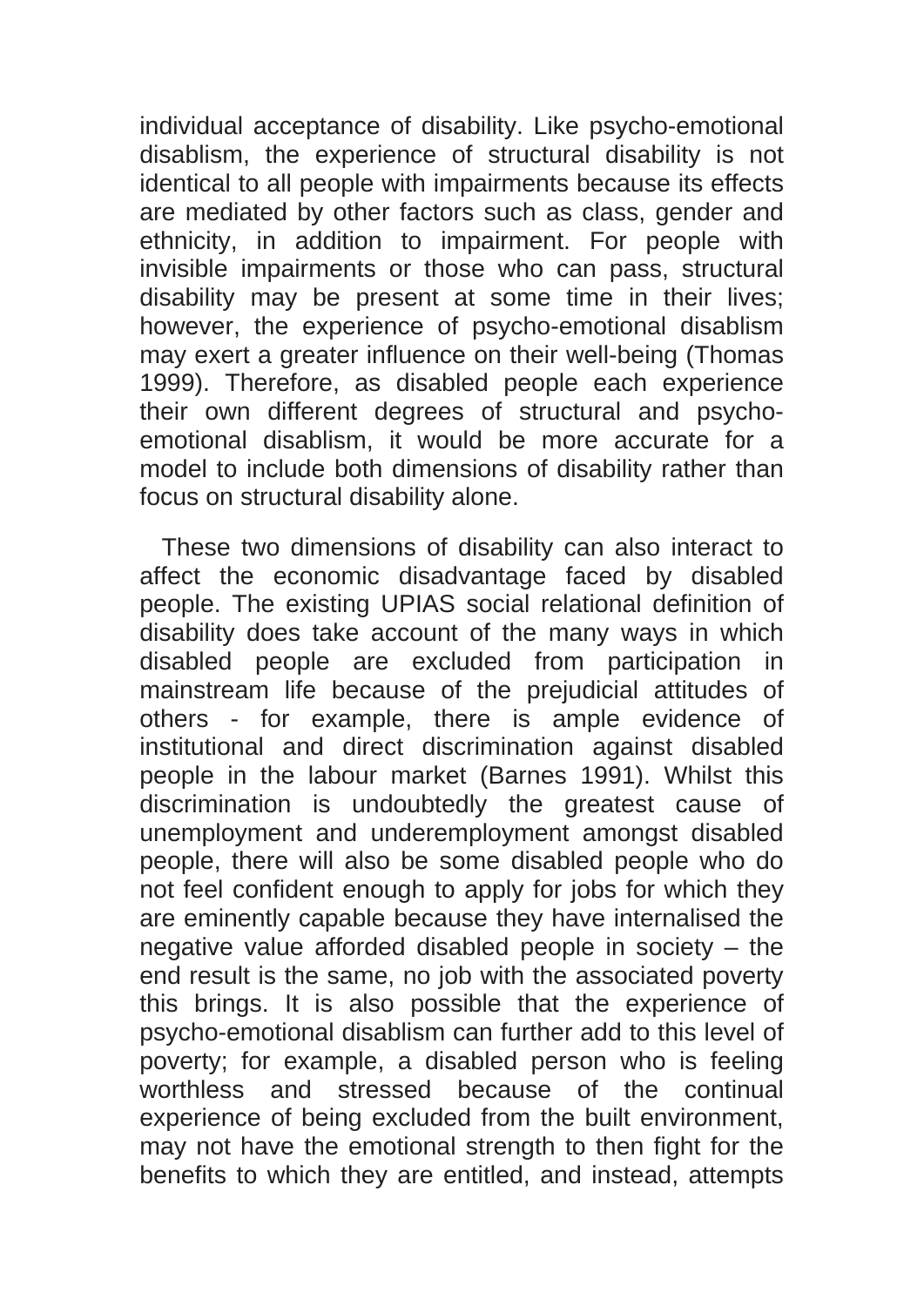individual acceptance of disability. Like psycho-emotional disablism, the experience of structural disability is not identical to all people with impairments because its effects are mediated by other factors such as class, gender and ethnicity, in addition to impairment. For people with invisible impairments or those who can pass, structural disability may be present at some time in their lives; however, the experience of psycho-emotional disablism may exert a greater influence on their well-being (Thomas 1999). Therefore, as disabled people each experience their own different degrees of structural and psycho-emotional disablism, it would be more accurate for a model to include both dimensions of disability rather than focus on structural disability alone.

These two dimensions of disability can also interact to affect the economic disadvantage faced by disabled people. The existing UPIAS social relational definition of disability does take account of the many ways in which disabled people are excluded from participation in mainstream life because of the prejudicial attitudes of others - for example, there is ample evidence of institutional and direct discrimination against disabled people in the labour market (Barnes 1991). Whilst this discrimination is undoubtedly the greatest cause of unemployment and underemployment amongst disabled people, there will also be some disabled people who do not feel confident enough to apply for jobs for which they are eminently capable because they have internalised the negative value afforded disabled people in society – the end result is the same, no job with the associated poverty this brings. It is also possible that the experience of psycho-emotional disablism can further add to this level of poverty; for example, a disabled person who is feeling worthless and stressed because of the continual experience of being excluded from the built environment, may not have the emotional strength to then fight for the benefits to which they are entitled, and instead, attempts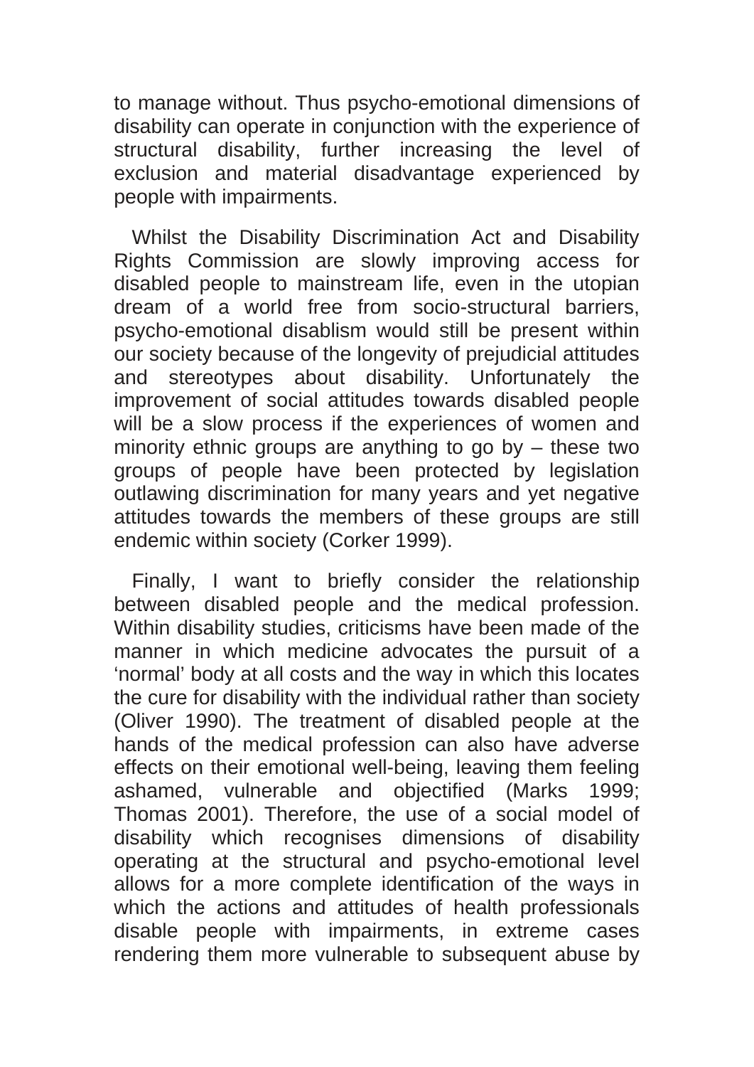to manage without. Thus psycho-emotional dimensions of disability can operate in conjunction with the experience of structural disability, further increasing the level of exclusion and material disadvantage experienced by people with impairments.

Whilst the Disability Discrimination Act and Disability Rights Commission are slowly improving access for disabled people to mainstream life, even in the utopian dream of a world free from socio-structural barriers, psycho-emotional disablism would still be present within our society because of the longevity of prejudicial attitudes and stereotypes about disability. Unfortunately the improvement of social attitudes towards disabled people will be a slow process if the experiences of women and minority ethnic groups are anything to go by – these two groups of people have been protected by legislation outlawing discrimination for many years and yet negative attitudes towards the members of these groups are still endemic within society (Corker 1999).

Finally, I want to briefly consider the relationship between disabled people and the medical profession. Within disability studies, criticisms have been made of the manner in which medicine advocates the pursuit of a 'normal' body at all costs and the way in which this locates the cure for disability with the individual rather than society (Oliver 1990). The treatment of disabled people at the hands of the medical profession can also have adverse effects on their emotional well-being, leaving them feeling ashamed, vulnerable and objectified (Marks 1999; Thomas 2001). Therefore, the use of a social model of disability which recognises dimensions of disability operating at the structural and psycho-emotional level allows for a more complete identification of the ways in which the actions and attitudes of health professionals disable people with impairments, in extreme cases rendering them more vulnerable to subsequent abuse by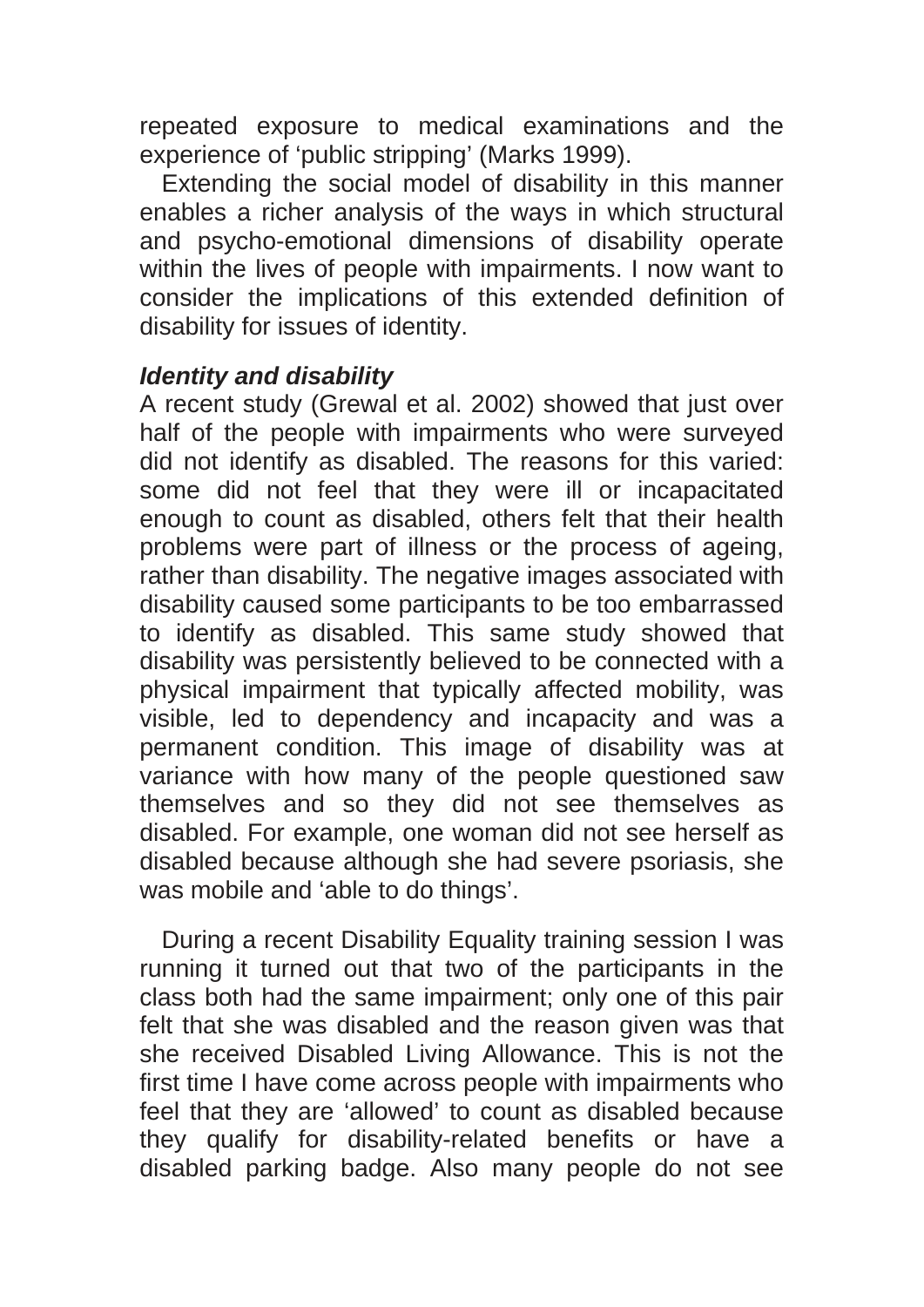repeated exposure to medical examinations and the experience of 'public stripping' (Marks 1999).

Extending the social model of disability in this manner enables a richer analysis of the ways in which structural and psycho-emotional dimensions of disability operate within the lives of people with impairments. I now want to consider the implications of this extended definition of disability for issues of identity.

### *Identity and disability*

A recent study (Grewal et al. 2002) showed that just over half of the people with impairments who were surveyed did not identify as disabled. The reasons for this varied: some did not feel that they were ill or incapacitated enough to count as disabled, others felt that their health problems were part of illness or the process of ageing, rather than disability. The negative images associated with disability caused some participants to be too embarrassed to identify as disabled. This same study showed that disability was persistently believed to be connected with a physical impairment that typically affected mobility, was visible, led to dependency and incapacity and was a permanent condition. This image of disability was at variance with how many of the people questioned saw themselves and so they did not see themselves as disabled. For example, one woman did not see herself as disabled because although she had severe psoriasis, she was mobile and 'able to do things'.

During a recent Disability Equality training session I was running it turned out that two of the participants in the class both had the same impairment; only one of this pair felt that she was disabled and the reason given was that she received Disabled Living Allowance. This is not the first time I have come across people with impairments who feel that they are 'allowed' to count as disabled because they qualify for disability-related benefits or have a disabled parking badge. Also many people do not see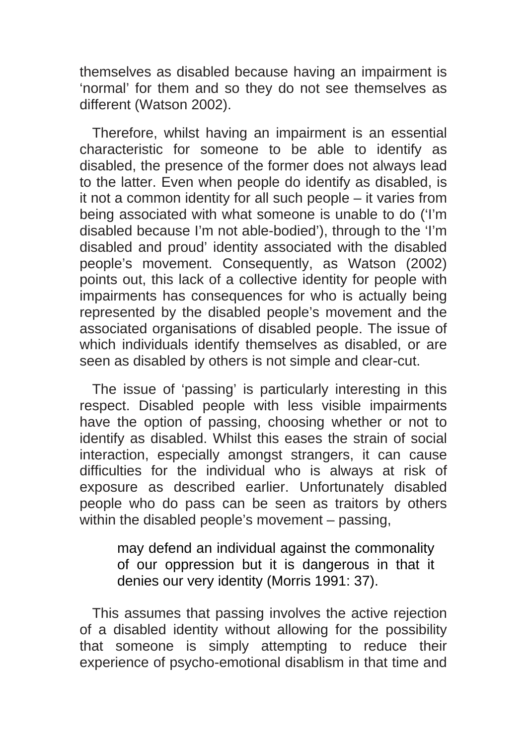themselves as disabled because having an impairment is ‘normal’ for them and so they do not see themselves as different (Watson 2002).

Therefore, whilst having an impairment is an essential characteristic for someone to be able to identify as disabled, the presence of the former does not always lead to the latter. Even when people do identify as disabled, is it not a common identity for all such people – it varies from being associated with what someone is unable to do (‘I’m disabled because I’m not able-bodied’), through to the ‘I’m disabled and proud’ identity associated with the disabled people’s movement. Consequently, as Watson (2002) points out, this lack of a collective identity for people with impairments has consequences for who is actually being represented by the disabled people’s movement and the associated organisations of disabled people. The issue of which individuals identify themselves as disabled, or are seen as disabled by others is not simple and clear-cut.

The issue of ‘passing’ is particularly interesting in this respect. Disabled people with less visible impairments have the option of passing, choosing whether or not to identify as disabled. Whilst this eases the strain of social interaction, especially amongst strangers, it can cause difficulties for the individual who is always at risk of exposure as described earlier. Unfortunately disabled people who do pass can be seen as traitors by others within the disabled people’s movement – passing,

> may defend an individual against the commonality of our oppression but it is dangerous in that it denies our very identity (Morris 1991: 37).

This assumes that passing involves the active rejection of a disabled identity without allowing for the possibility that someone is simply attempting to reduce their experience of psycho-emotional disablism in that time and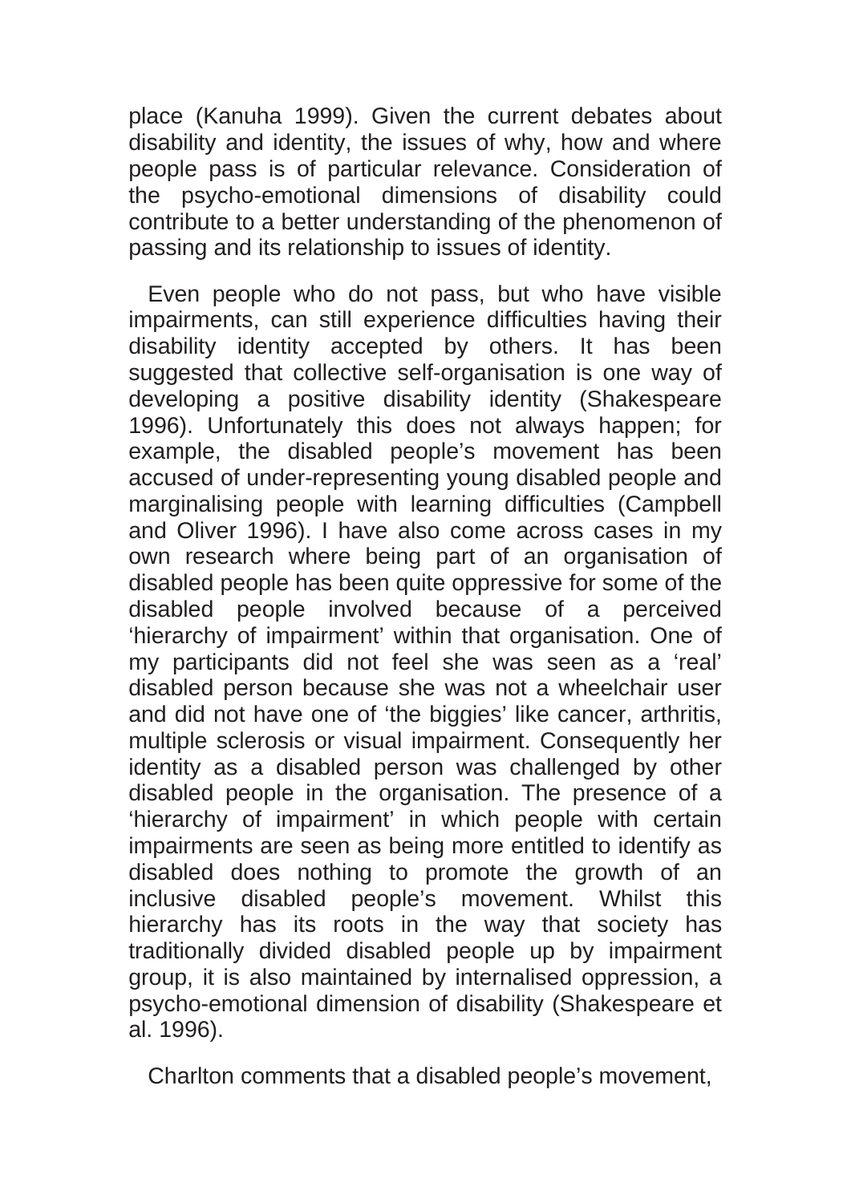place (Kanuha 1999). Given the current debates about disability and identity, the issues of why, how and where people pass is of particular relevance. Consideration of the psycho-emotional dimensions of disability could contribute to a better understanding of the phenomenon of passing and its relationship to issues of identity.

Even people who do not pass, but who have visible impairments, can still experience difficulties having their disability identity accepted by others. It has been suggested that collective self-organisation is one way of developing a positive disability identity (Shakespeare 1996). Unfortunately this does not always happen; for example, the disabled people's movement has been accused of under-representing young disabled people and marginalising people with learning difficulties (Campbell and Oliver 1996). I have also come across cases in my own research where being part of an organisation of disabled people has been quite oppressive for some of the disabled people involved because of a perceived 'hierarchy of impairment' within that organisation. One of my participants did not feel she was seen as a 'real' disabled person because she was not a wheelchair user and did not have one of 'the biggies' like cancer, arthritis, multiple sclerosis or visual impairment. Consequently her identity as a disabled person was challenged by other disabled people in the organisation. The presence of a 'hierarchy of impairment' in which people with certain impairments are seen as being more entitled to identify as disabled does nothing to promote the growth of an inclusive disabled people's movement. Whilst this hierarchy has its roots in the way that society has traditionally divided disabled people up by impairment group, it is also maintained by internalised oppression, a psycho-emotional dimension of disability (Shakespeare et al. 1996).

Charlton comments that a disabled people's movement,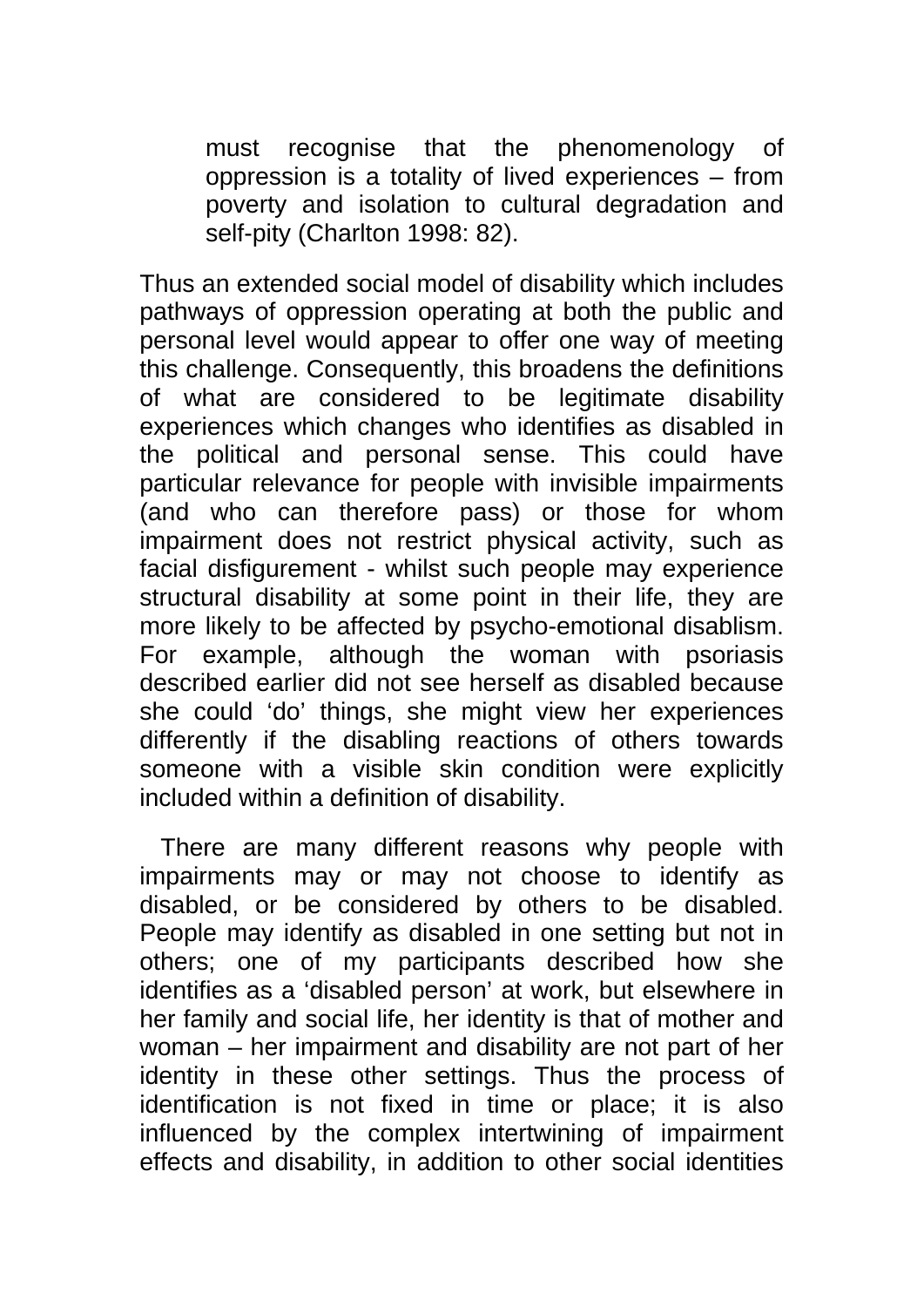> must recognise that the phenomenology of oppression is a totality of lived experiences – from poverty and isolation to cultural degradation and self-pity (Charlton 1998: 82).

Thus an extended social model of disability which includes pathways of oppression operating at both the public and personal level would appear to offer one way of meeting this challenge. Consequently, this broadens the definitions of what are considered to be legitimate disability experiences which changes who identifies as disabled in the political and personal sense. This could have particular relevance for people with invisible impairments (and who can therefore pass) or those for whom impairment does not restrict physical activity, such as facial disfigurement - whilst such people may experience structural disability at some point in their life, they are more likely to be affected by psycho-emotional disablism. For example, although the woman with psoriasis described earlier did not see herself as disabled because she could 'do' things, she might view her experiences differently if the disabling reactions of others towards someone with a visible skin condition were explicitly included within a definition of disability.

There are many different reasons why people with impairments may or may not choose to identify as disabled, or be considered by others to be disabled. People may identify as disabled in one setting but not in others; one of my participants described how she identifies as a 'disabled person' at work, but elsewhere in her family and social life, her identity is that of mother and woman – her impairment and disability are not part of her identity in these other settings. Thus the process of identification is not fixed in time or place; it is also influenced by the complex intertwining of impairment effects and disability, in addition to other social identities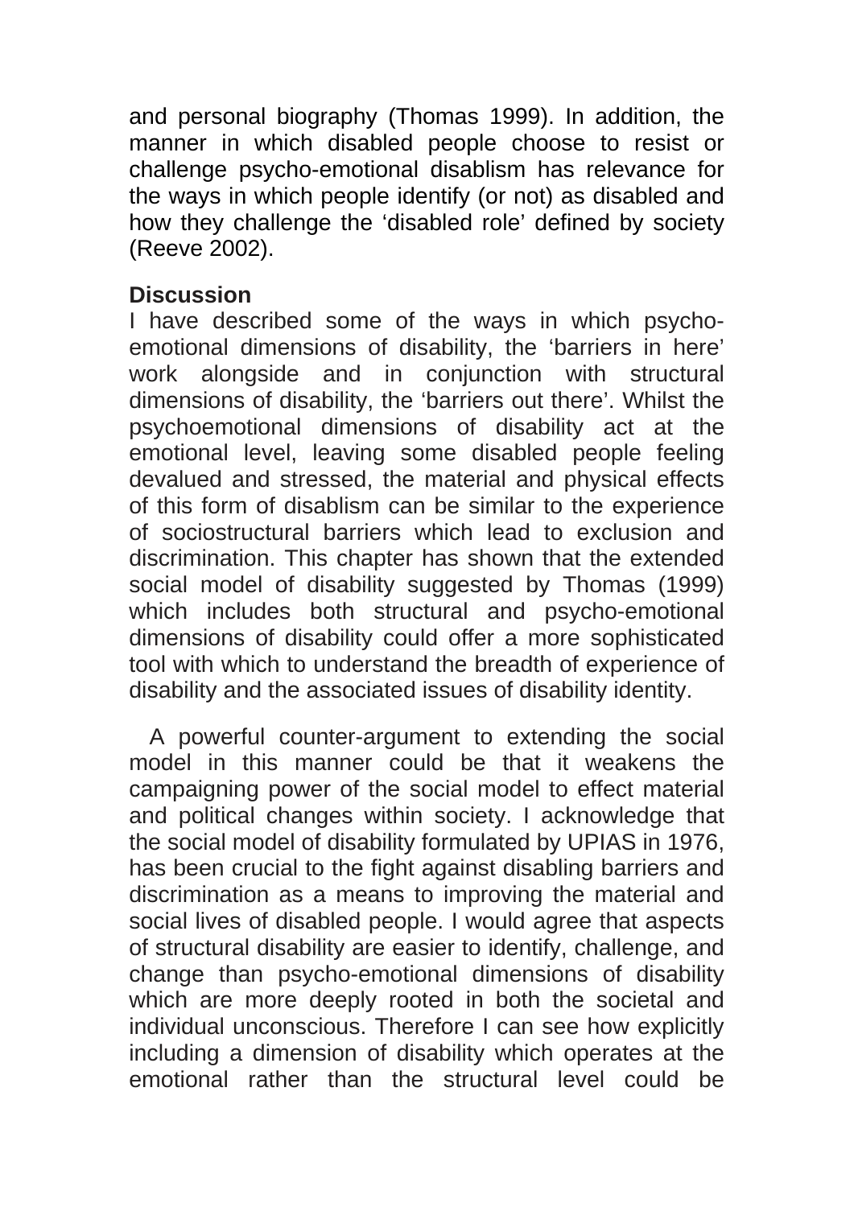and personal biography (Thomas 1999). In addition, the manner in which disabled people choose to resist or challenge psycho-emotional disablism has relevance for the ways in which people identify (or not) as disabled and how they challenge the 'disabled role' defined by society (Reeve 2002).

**Discussion**

I have described some of the ways in which psycho-emotional dimensions of disability, the 'barriers in here' work alongside and in conjunction with structural dimensions of disability, the 'barriers out there'. Whilst the psychoemotional dimensions of disability act at the emotional level, leaving some disabled people feeling devalued and stressed, the material and physical effects of this form of disablism can be similar to the experience of sociostructural barriers which lead to exclusion and discrimination. This chapter has shown that the extended social model of disability suggested by Thomas (1999) which includes both structural and psycho-emotional dimensions of disability could offer a more sophisticated tool with which to understand the breadth of experience of disability and the associated issues of disability identity.

A powerful counter-argument to extending the social model in this manner could be that it weakens the campaigning power of the social model to effect material and political changes within society. I acknowledge that the social model of disability formulated by UPIAS in 1976, has been crucial to the fight against disabling barriers and discrimination as a means to improving the material and social lives of disabled people. I would agree that aspects of structural disability are easier to identify, challenge, and change than psycho-emotional dimensions of disability which are more deeply rooted in both the societal and individual unconscious. Therefore I can see how explicitly including a dimension of disability which operates at the emotional rather than the structural level could be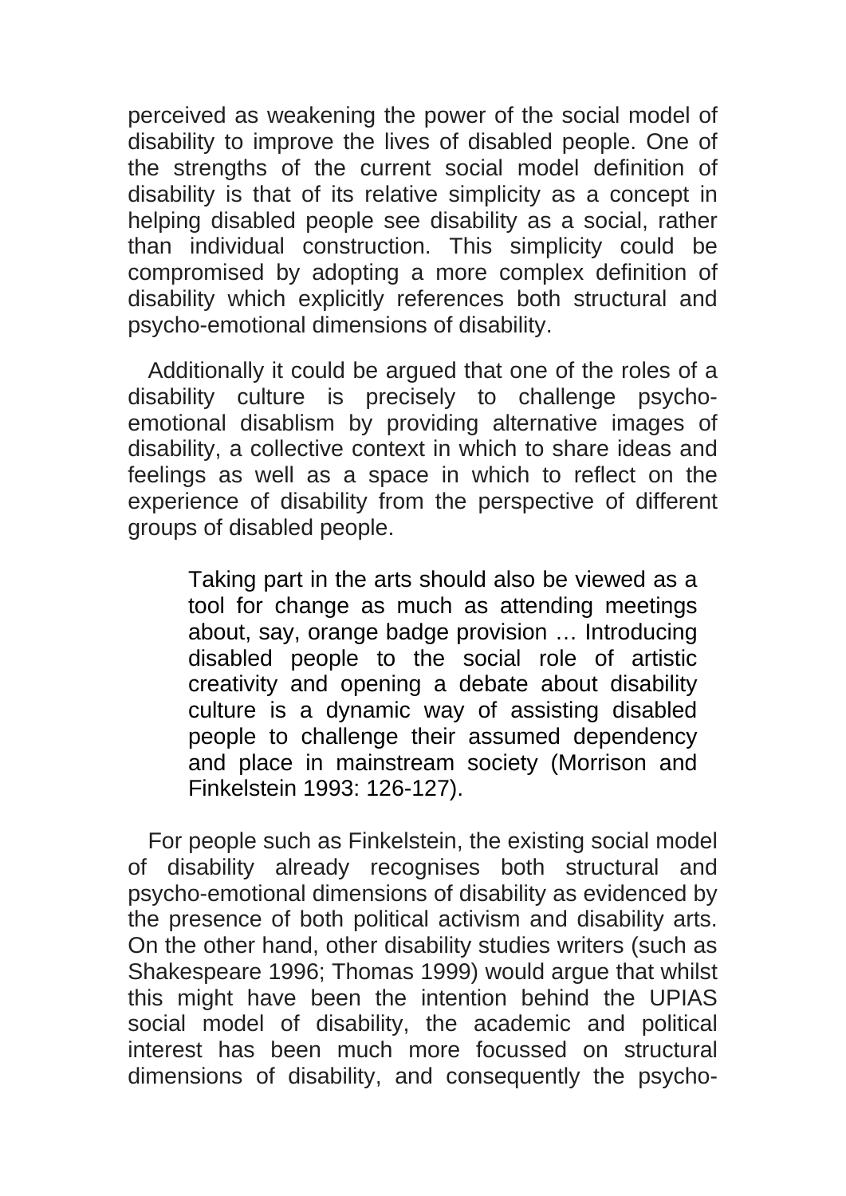perceived as weakening the power of the social model of disability to improve the lives of disabled people. One of the strengths of the current social model definition of disability is that of its relative simplicity as a concept in helping disabled people see disability as a social, rather than individual construction. This simplicity could be compromised by adopting a more complex definition of disability which explicitly references both structural and psycho-emotional dimensions of disability.

Additionally it could be argued that one of the roles of a disability culture is precisely to challenge psycho-emotional disablism by providing alternative images of disability, a collective context in which to share ideas and feelings as well as a space in which to reflect on the experience of disability from the perspective of different groups of disabled people.

> Taking part in the arts should also be viewed as a tool for change as much as attending meetings about, say, orange badge provision … Introducing disabled people to the social role of artistic creativity and opening a debate about disability culture is a dynamic way of assisting disabled people to challenge their assumed dependency and place in mainstream society (Morrison and Finkelstein 1993: 126-127).

For people such as Finkelstein, the existing social model of disability already recognises both structural and psycho-emotional dimensions of disability as evidenced by the presence of both political activism and disability arts. On the other hand, other disability studies writers (such as Shakespeare 1996; Thomas 1999) would argue that whilst this might have been the intention behind the UPIAS social model of disability, the academic and political interest has been much more focussed on structural dimensions of disability, and consequently the psycho-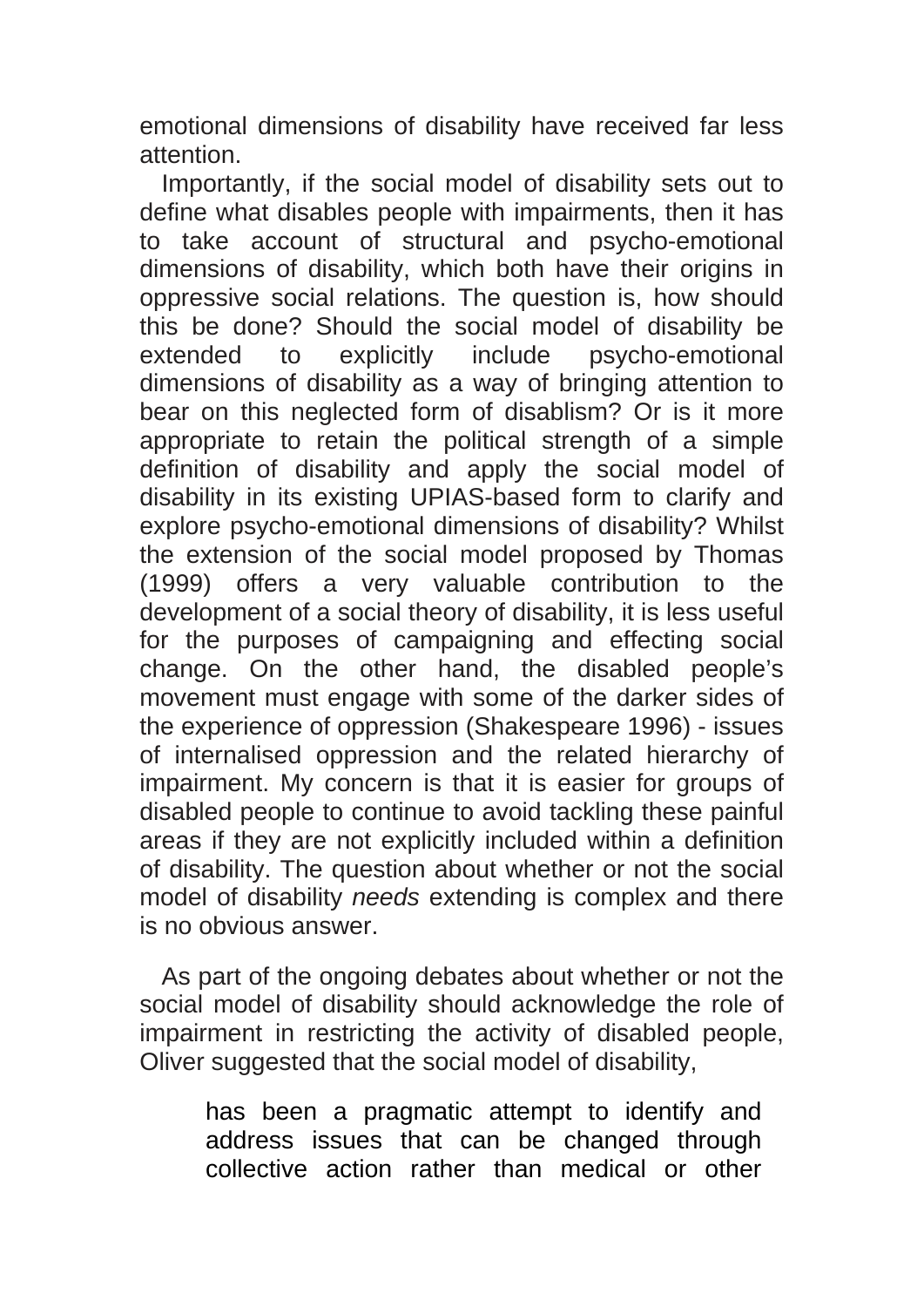emotional dimensions of disability have received far less attention.

Importantly, if the social model of disability sets out to define what disables people with impairments, then it has to take account of structural and psycho-emotional dimensions of disability, which both have their origins in oppressive social relations. The question is, how should this be done? Should the social model of disability be extended to explicitly include psycho-emotional dimensions of disability as a way of bringing attention to bear on this neglected form of disablism? Or is it more appropriate to retain the political strength of a simple definition of disability and apply the social model of disability in its existing UPIAS-based form to clarify and explore psycho-emotional dimensions of disability? Whilst the extension of the social model proposed by Thomas (1999) offers a very valuable contribution to the development of a social theory of disability, it is less useful for the purposes of campaigning and effecting social change. On the other hand, the disabled people's movement must engage with some of the darker sides of the experience of oppression (Shakespeare 1996) - issues of internalised oppression and the related hierarchy of impairment. My concern is that it is easier for groups of disabled people to continue to avoid tackling these painful areas if they are not explicitly included within a definition of disability. The question about whether or not the social model of disability *needs* extending is complex and there is no obvious answer.

As part of the ongoing debates about whether or not the social model of disability should acknowledge the role of impairment in restricting the activity of disabled people, Oliver suggested that the social model of disability,

> has been a pragmatic attempt to identify and address issues that can be changed through collective action rather than medical or other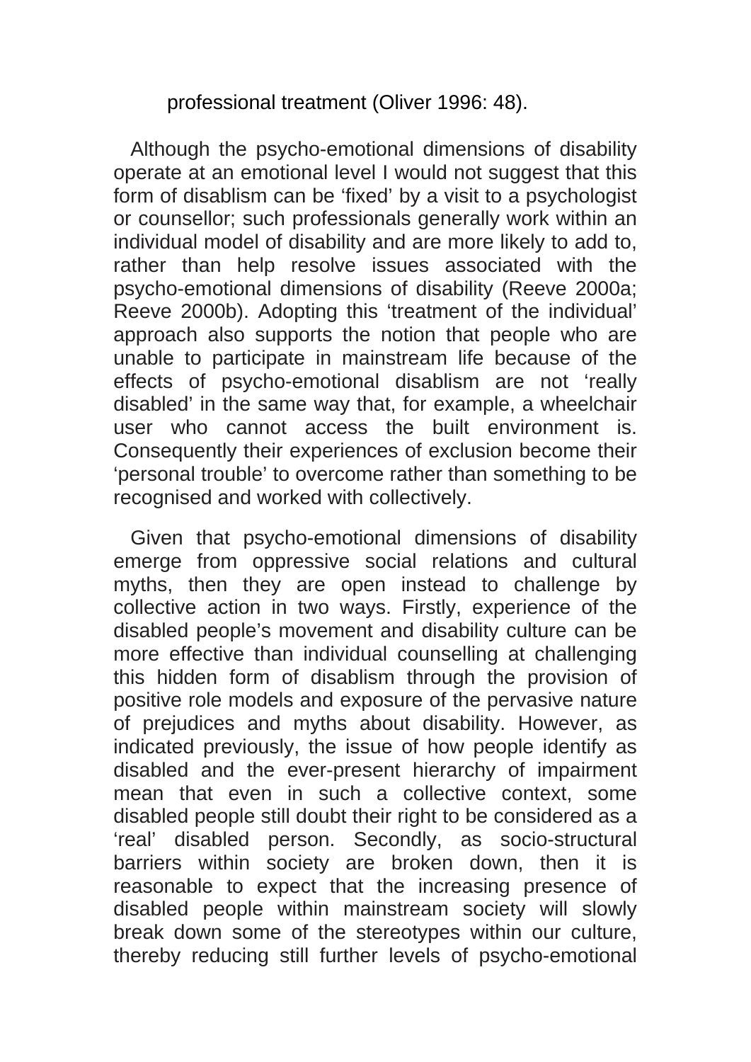professional treatment (Oliver 1996: 48).

Although the psycho-emotional dimensions of disability operate at an emotional level I would not suggest that this form of disablism can be 'fixed' by a visit to a psychologist or counsellor; such professionals generally work within an individual model of disability and are more likely to add to, rather than help resolve issues associated with the psycho-emotional dimensions of disability (Reeve 2000a; Reeve 2000b). Adopting this 'treatment of the individual' approach also supports the notion that people who are unable to participate in mainstream life because of the effects of psycho-emotional disablism are not 'really disabled' in the same way that, for example, a wheelchair user who cannot access the built environment is. Consequently their experiences of exclusion become their 'personal trouble' to overcome rather than something to be recognised and worked with collectively.

Given that psycho-emotional dimensions of disability emerge from oppressive social relations and cultural myths, then they are open instead to challenge by collective action in two ways. Firstly, experience of the disabled people's movement and disability culture can be more effective than individual counselling at challenging this hidden form of disablism through the provision of positive role models and exposure of the pervasive nature of prejudices and myths about disability. However, as indicated previously, the issue of how people identify as disabled and the ever-present hierarchy of impairment mean that even in such a collective context, some disabled people still doubt their right to be considered as a 'real' disabled person. Secondly, as socio-structural barriers within society are broken down, then it is reasonable to expect that the increasing presence of disabled people within mainstream society will slowly break down some of the stereotypes within our culture, thereby reducing still further levels of psycho-emotional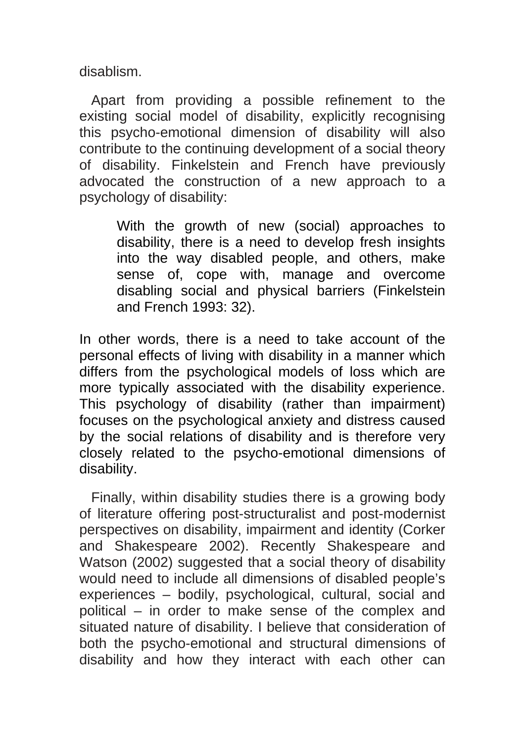disablism.

Apart from providing a possible refinement to the existing social model of disability, explicitly recognising this psycho-emotional dimension of disability will also contribute to the continuing development of a social theory of disability. Finkelstein and French have previously advocated the construction of a new approach to a psychology of disability:

> With the growth of new (social) approaches to disability, there is a need to develop fresh insights into the way disabled people, and others, make sense of, cope with, manage and overcome disabling social and physical barriers (Finkelstein and French 1993: 32).

In other words, there is a need to take account of the personal effects of living with disability in a manner which differs from the psychological models of loss which are more typically associated with the disability experience. This psychology of disability (rather than impairment) focuses on the psychological anxiety and distress caused by the social relations of disability and is therefore very closely related to the psycho-emotional dimensions of disability.

Finally, within disability studies there is a growing body of literature offering post-structuralist and post-modernist perspectives on disability, impairment and identity (Corker and Shakespeare 2002). Recently Shakespeare and Watson (2002) suggested that a social theory of disability would need to include all dimensions of disabled people's experiences – bodily, psychological, cultural, social and political – in order to make sense of the complex and situated nature of disability. I believe that consideration of both the psycho-emotional and structural dimensions of disability and how they interact with each other can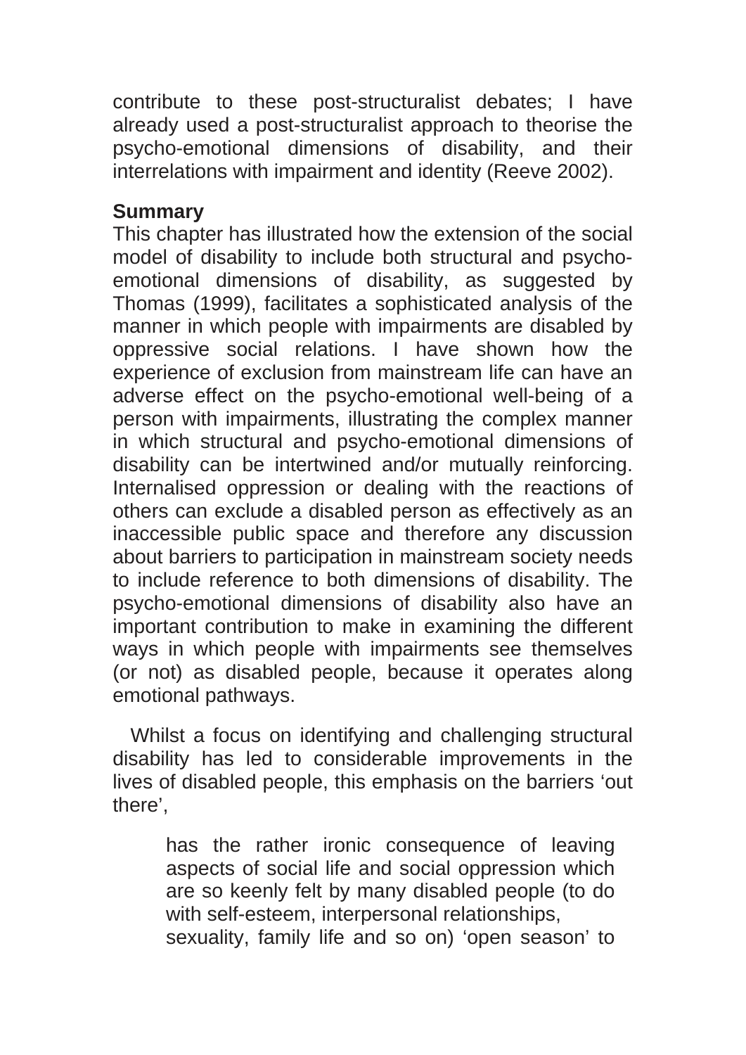contribute to these post-structuralist debates; I have already used a post-structuralist approach to theorise the psycho-emotional dimensions of disability, and their interrelations with impairment and identity (Reeve 2002).

## Summary

This chapter has illustrated how the extension of the social model of disability to include both structural and psycho-emotional dimensions of disability, as suggested by Thomas (1999), facilitates a sophisticated analysis of the manner in which people with impairments are disabled by oppressive social relations. I have shown how the experience of exclusion from mainstream life can have an adverse effect on the psycho-emotional well-being of a person with impairments, illustrating the complex manner in which structural and psycho-emotional dimensions of disability can be intertwined and/or mutually reinforcing. Internalised oppression or dealing with the reactions of others can exclude a disabled person as effectively as an inaccessible public space and therefore any discussion about barriers to participation in mainstream society needs to include reference to both dimensions of disability. The psycho-emotional dimensions of disability also have an important contribution to make in examining the different ways in which people with impairments see themselves (or not) as disabled people, because it operates along emotional pathways.

Whilst a focus on identifying and challenging structural disability has led to considerable improvements in the lives of disabled people, this emphasis on the barriers 'out there',

> has the rather ironic consequence of leaving aspects of social life and social oppression which are so keenly felt by many disabled people (to do with self-esteem, interpersonal relationships, sexuality, family life and so on) 'open season' to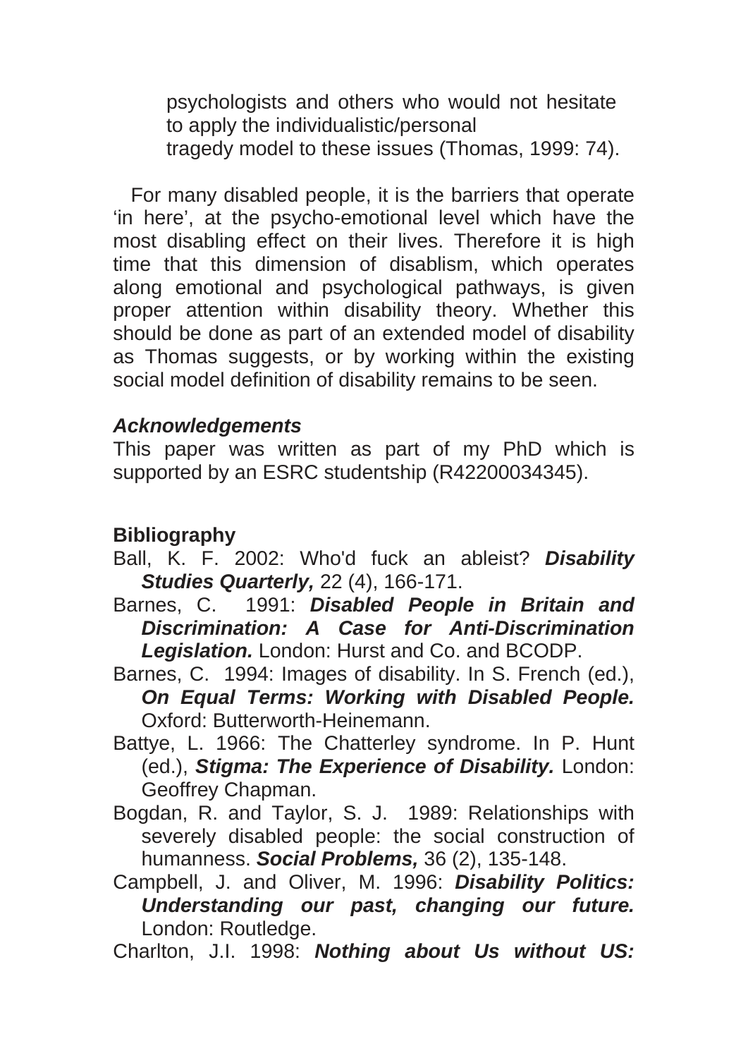> psychologists and others who would not hesitate to apply the individualistic/personal tragedy model to these issues (Thomas, 1999: 74).

For many disabled people, it is the barriers that operate 'in here', at the psycho-emotional level which have the most disabling effect on their lives. Therefore it is high time that this dimension of disablism, which operates along emotional and psychological pathways, is given proper attention within disability theory. Whether this should be done as part of an extended model of disability as Thomas suggests, or by working within the existing social model definition of disability remains to be seen.

### *Acknowledgements*

This paper was written as part of my PhD which is supported by an ESRC studentship (R42200034345).

## Bibliography

Ball, K. F. 2002: Who'd fuck an ableist? ***Disability Studies Quarterly,*** 22 (4), 166-171.

Barnes, C. 1991: ***Disabled People in Britain and Discrimination: A Case for Anti-Discrimination Legislation.*** London: Hurst and Co. and BCODP.

Barnes, C. 1994: Images of disability. In S. French (ed.), ***On Equal Terms: Working with Disabled People.*** Oxford: Butterworth-Heinemann.

Battye, L. 1966: The Chatterley syndrome. In P. Hunt (ed.), ***Stigma: The Experience of Disability.*** London: Geoffrey Chapman.

Bogdan, R. and Taylor, S. J. 1989: Relationships with severely disabled people: the social construction of humanness. ***Social Problems,*** 36 (2), 135-148.

Campbell, J. and Oliver, M. 1996: ***Disability Politics: Understanding our past, changing our future.*** London: Routledge.

Charlton, J.I. 1998: ***Nothing about Us without US:***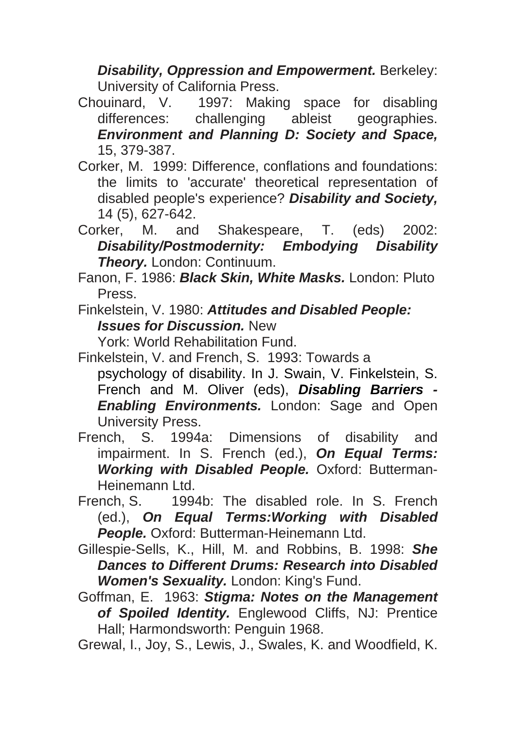***Disability, Oppression and Empowerment.*** Berkeley: University of California Press.

Chouinard, V. 1997: Making space for disabling differences: challenging ableist geographies. ***Environment and Planning D: Society and Space,*** 15, 379-387.

Corker, M. 1999: Difference, conflations and foundations: the limits to 'accurate' theoretical representation of disabled people's experience? ***Disability and Society,*** 14 (5), 627-642.

Corker, M. and Shakespeare, T. (eds) 2002: ***Disability/Postmodernity: Embodying Disability Theory.*** London: Continuum.

Fanon, F. 1986: ***Black Skin, White Masks.*** London: Pluto Press.

Finkelstein, V. 1980: ***Attitudes and Disabled People: Issues for Discussion.*** New York: World Rehabilitation Fund.

Finkelstein, V. and French, S. 1993: Towards a psychology of disability. In J. Swain, V. Finkelstein, S. French and M. Oliver (eds), ***Disabling Barriers - Enabling Environments.*** London: Sage and Open University Press.

French, S. 1994a: Dimensions of disability and impairment. In S. French (ed.), ***On Equal Terms: Working with Disabled People.*** Oxford: Butterman-Heinemann Ltd.

French, S. 1994b: The disabled role. In S. French (ed.), ***On Equal Terms:Working with Disabled People.*** Oxford: Butterman-Heinemann Ltd.

Gillespie-Sells, K., Hill, M. and Robbins, B. 1998: ***She Dances to Different Drums: Research into Disabled Women's Sexuality.*** London: King's Fund.

Goffman, E. 1963: ***Stigma: Notes on the Management of Spoiled Identity.*** Englewood Cliffs, NJ: Prentice Hall; Harmondsworth: Penguin 1968.

Grewal, I., Joy, S., Lewis, J., Swales, K. and Woodfield, K.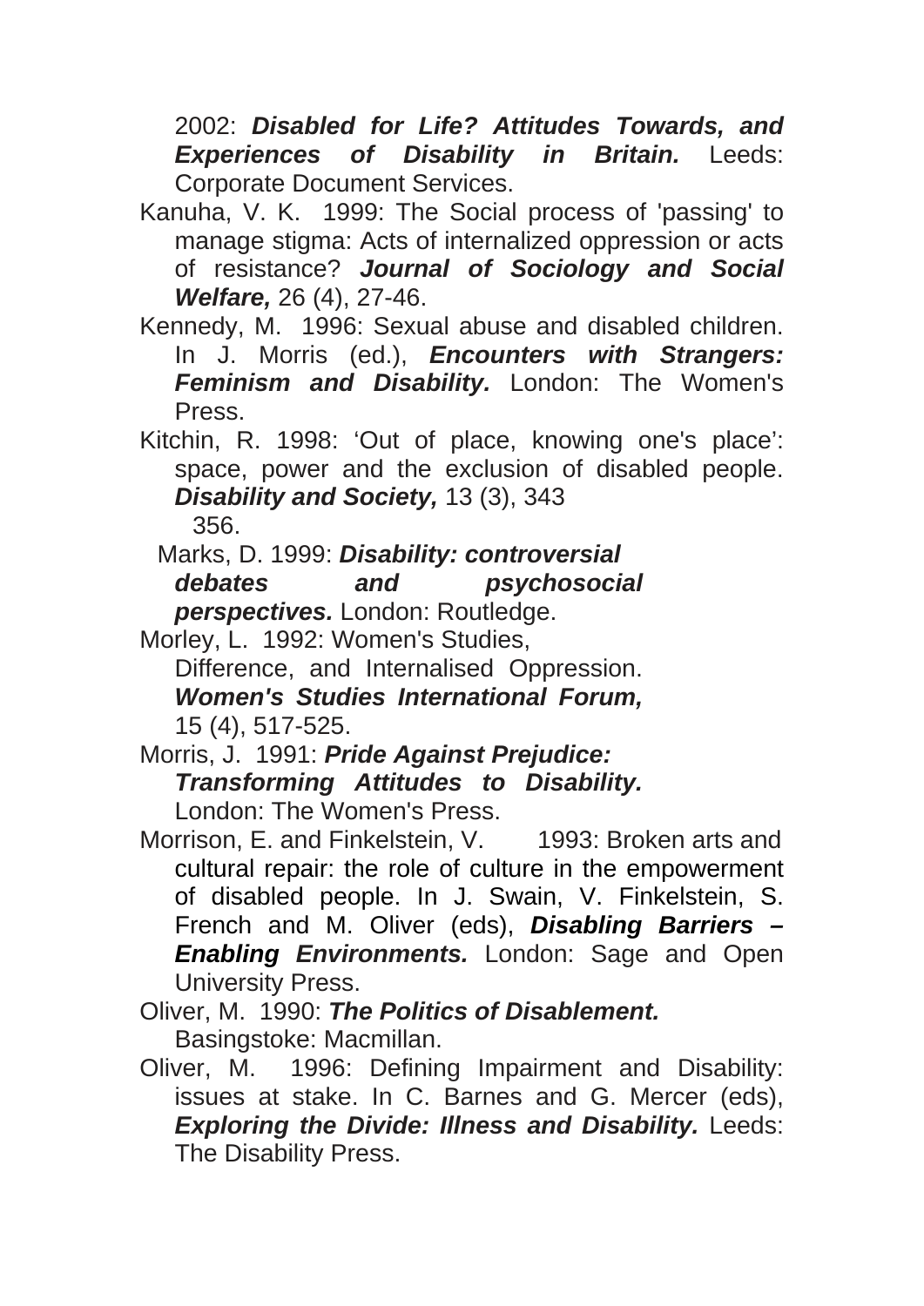2002: ***Disabled for Life? Attitudes Towards, and Experiences of Disability in Britain.*** Leeds: Corporate Document Services.

Kanuha, V. K. 1999: The Social process of 'passing' to manage stigma: Acts of internalized oppression or acts of resistance? ***Journal of Sociology and Social Welfare,*** 26 (4), 27-46.

Kennedy, M. 1996: Sexual abuse and disabled children. In J. Morris (ed.), ***Encounters with Strangers: Feminism and Disability.*** London: The Women's Press.

Kitchin, R. 1998: 'Out of place, knowing one's place': space, power and the exclusion of disabled people. ***Disability and Society,*** 13 (3), 343 356.

Marks, D. 1999: ***Disability: controversial debates and psychosocial perspectives.*** London: Routledge.

Morley, L. 1992: Women's Studies, Difference, and Internalised Oppression. ***Women's Studies International Forum,*** 15 (4), 517-525.

Morris, J. 1991: ***Pride Against Prejudice: Transforming Attitudes to Disability.*** London: The Women's Press.

Morrison, E. and Finkelstein, V. 1993: Broken arts and cultural repair: the role of culture in the empowerment of disabled people. In J. Swain, V. Finkelstein, S. French and M. Oliver (eds), ***Disabling Barriers – Enabling Environments.*** London: Sage and Open University Press.

Oliver, M. 1990: ***The Politics of Disablement.*** Basingstoke: Macmillan.

Oliver, M. 1996: Defining Impairment and Disability: issues at stake. In C. Barnes and G. Mercer (eds), ***Exploring the Divide: Illness and Disability.*** Leeds: The Disability Press.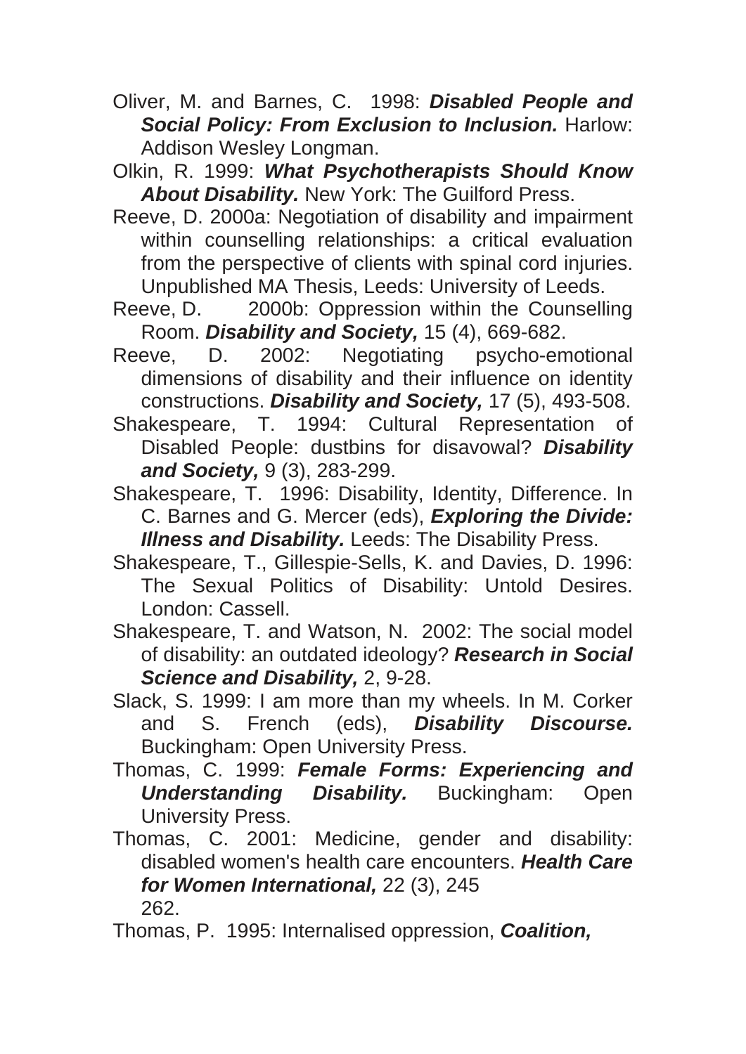Oliver, M. and Barnes, C. 1998: ***Disabled People and Social Policy: From Exclusion to Inclusion.*** Harlow: Addison Wesley Longman.

Olkin, R. 1999: ***What Psychotherapists Should Know About Disability.*** New York: The Guilford Press.

Reeve, D. 2000a: Negotiation of disability and impairment within counselling relationships: a critical evaluation from the perspective of clients with spinal cord injuries. Unpublished MA Thesis, Leeds: University of Leeds.

Reeve, D. 2000b: Oppression within the Counselling Room. ***Disability and Society,*** 15 (4), 669-682.

Reeve, D. 2002: Negotiating psycho-emotional dimensions of disability and their influence on identity constructions. ***Disability and Society,*** 17 (5), 493-508.

Shakespeare, T. 1994: Cultural Representation of Disabled People: dustbins for disavowal? ***Disability and Society,*** 9 (3), 283-299.

Shakespeare, T. 1996: Disability, Identity, Difference. In C. Barnes and G. Mercer (eds), ***Exploring the Divide: Illness and Disability.*** Leeds: The Disability Press.

Shakespeare, T., Gillespie-Sells, K. and Davies, D. 1996: The Sexual Politics of Disability: Untold Desires. London: Cassell.

Shakespeare, T. and Watson, N. 2002: The social model of disability: an outdated ideology? ***Research in Social Science and Disability,*** 2, 9-28.

Slack, S. 1999: I am more than my wheels. In M. Corker and S. French (eds), ***Disability Discourse.*** Buckingham: Open University Press.

Thomas, C. 1999: ***Female Forms: Experiencing and Understanding Disability.*** Buckingham: Open University Press.

Thomas, C. 2001: Medicine, gender and disability: disabled women's health care encounters. ***Health Care for Women International,*** 22 (3), 245
262.

Thomas, P. 1995: Internalised oppression, ***Coalition,***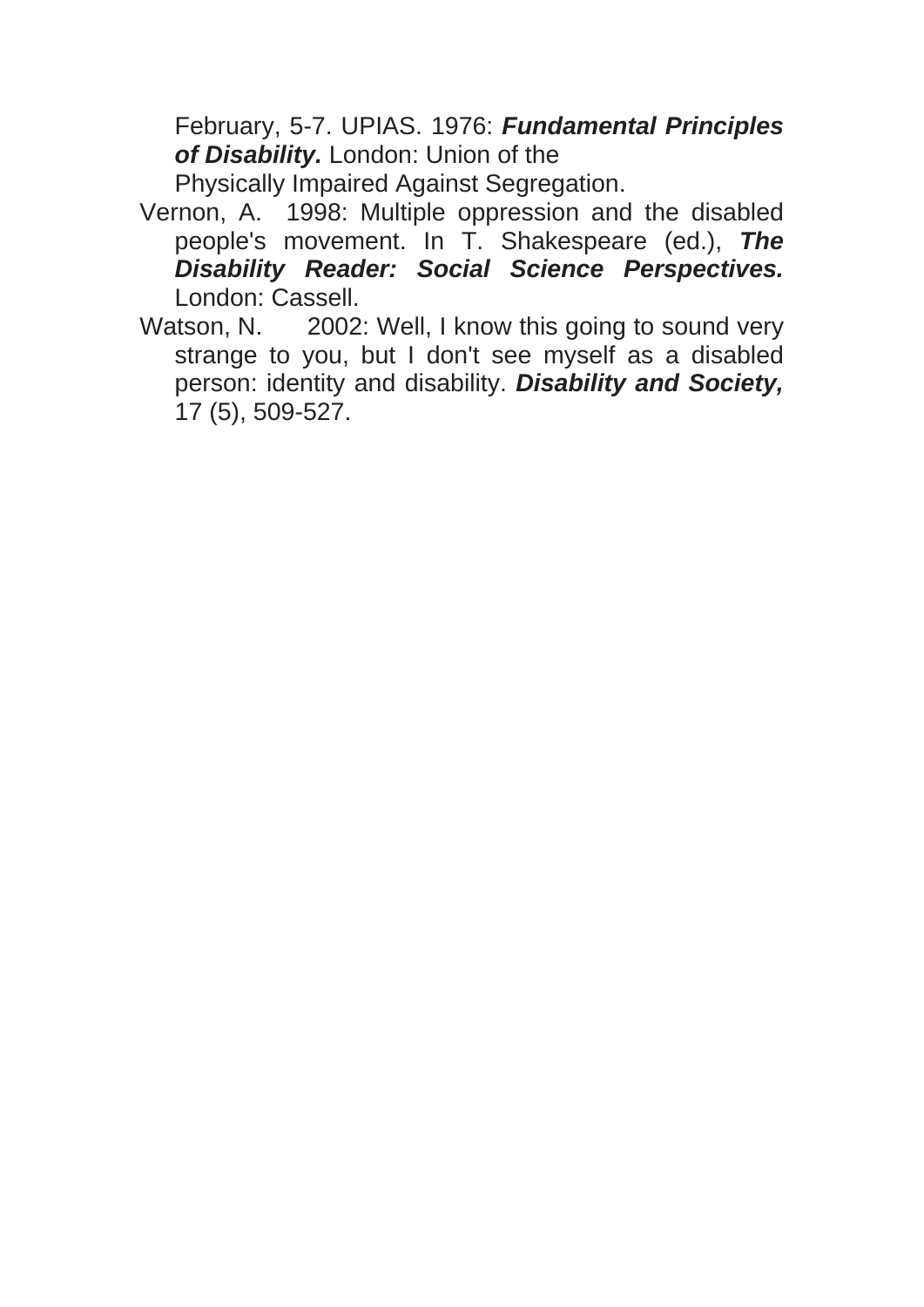February, 5-7. UPIAS. 1976: ***Fundamental Principles of Disability.*** London: Union of the Physically Impaired Against Segregation.

Vernon, A. 1998: Multiple oppression and the disabled people's movement. In T. Shakespeare (ed.), ***The Disability Reader: Social Science Perspectives.*** London: Cassell.

Watson, N. 2002: Well, I know this going to sound very strange to you, but I don't see myself as a disabled person: identity and disability. ***Disability and Society,*** 17 (5), 509-527.